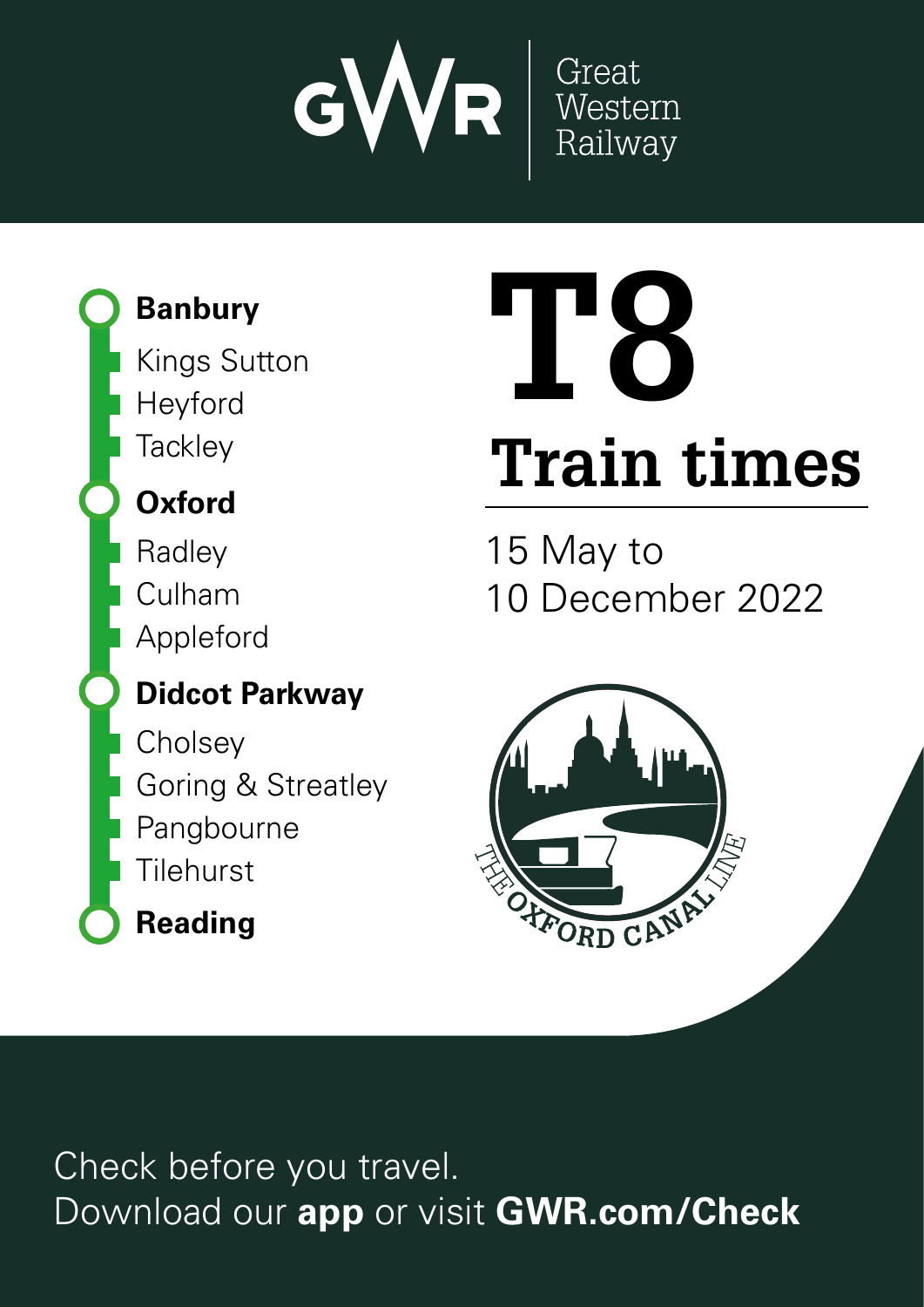Great Western Railway

**Banbury**
Kings Sutton
Heyford
Tackley
**Oxford**
Radley
Culham
Appleford
**Didcot Parkway**
Cholsey
Goring & Streatley
Pangbourne
Tilehurst
**Reading**

# T8

## Train times

15 May to
10 December 2022

THE OXFORD CANAL LINE

Check before you travel.
Download our **app** or visit **GWR.com/Check**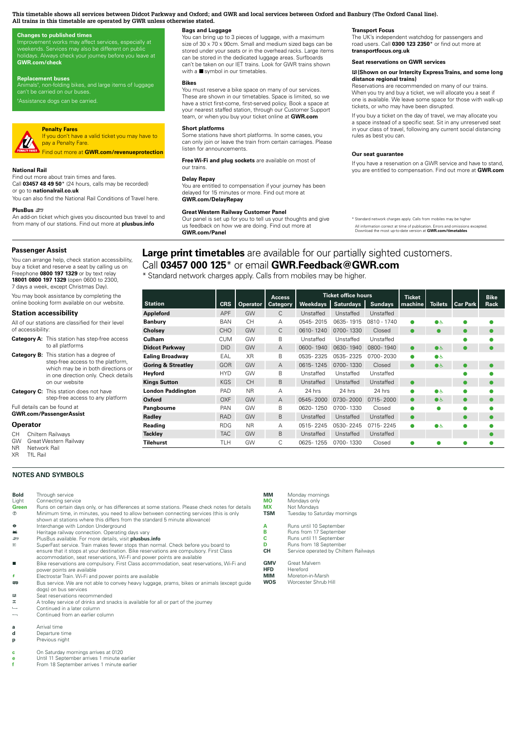**This timetable shows all services between Didcot Parkway and Oxford; and GWR and local services between Oxford and Banbury (The Oxford Canal line). All trains in this timetable are operated by GWR unless otherwise stated.**

### Changes to published times

Improvement works may affect services, especially at weekends. Services may also be different on public holidays. Always check your journey before you leave at **GWR.com/check**

### Replacement buses

Animals†, non-folding bikes, and large items of luggage can't be carried on our buses.

†Assistance dogs can be carried.

### Penalty Fares

If you don't have a valid ticket you may have to pay a Penalty Fare.

Find out more at **GWR.com/revenueprotection**

### National Rail

Find out more about train times and fares.
Call **03457 48 49 50*** (24 hours, calls may be recorded) or go to **nationalrail.co.uk**

You can also find the National Rail Conditions of Travel here.

### PlusBus

An add-on ticket which gives you discounted bus travel to and from many of our stations. Find out more at **plusbus.info**

### Bags and Luggage

You can bring up to 3 pieces of luggage, with a maximum size of 30 x 70 x 90cm. Small and medium sized bags can be stored under your seats or in the overhead racks. Large items can be stored in the dedicated luggage areas. Surfboards can't be taken on our IET trains. Look for GWR trains shown with a ■ symbol in our timetables.

### Bikes

You must reserve a bike space on many of our services. These are shown in our timetables. Space is limited, so we have a strict first-come, first-served policy. Book a space at your nearest staffed station, through our Customer Support team, or when you buy your ticket online at **GWR.com**

### Short platforms

Some stations have short platforms. In some cases, you can only join or leave the train from certain carriages. Please listen for announcements.

**Free Wi-Fi and plug sockets** are available on most of our trains.

### Delay Repay

You are entitled to compensation if your journey has been delayed for 15 minutes or more. Find out more at **GWR.com/DelayRepay**

### Great Western Railway Customer Panel

Our panel is set up for you to tell us your thoughts and give us feedback on how we are doing. Find out more at **GWR.com/Panel**

### Transport Focus

The UK's independent watchdog for passengers and road users. Call **0300 123 2350*** or find out more at **transportfocus.org.uk**

### Seat reservations on GWR services

**(Shown on our Intercity Express Trains, and some long distance regional trains)**

Reservations are recommended on many of our trains. When you try and buy a ticket, we will allocate you a seat if one is available. We leave some space for those with walk-up tickets, or who may have been disrupted.

If you buy a ticket on the day of travel, we may allocate you a space instead of a specific seat. Sit in any unreserved seat in your class of travel, following any current social distancing rules as best you can.

### Our seat guarantee

If you have a reservation on a GWR service and have to stand, you are entitled to compensation. Find out more at **GWR.com**

\* Standard network charges apply. Calls from mobiles may be higher

All information correct at time of publication. Errors and omissions excepted. Download the most up-to-date version at **GWR.com/timetables**

## Passenger Assist

You can arrange help, check station accessibility, buy a ticket and reserve a seat by calling us on Freephone **0800 197 1329** or by text relay **18001 0800 197 1329** (open 0600 to 2300, 7 days a week, except Christmas Day).

You may book assistance by completing the online booking form available on our website.

## Station accessibility

All of our stations are classified for their level of accessibility:

**Category A:** This station has step-free access to all platforms

**Category B:** This station has a degree of step-free access to the platform, which may be only in both directions or in one direction only. Check details on our website

**Category C:** This station does not have step-free access to any platform

Full details can be found at **GWR.com/PassengerAssist**

## Operator

CH Chiltern Railways
GW Great Western Railway
NR Network Rail
XR TfL Rail

**Large print timetables** are available for our partially sighted customers. Call **03457 000 125*** or email **GWR.Feedback@GWR.com**

\* Standard network charges apply. Calls from mobiles may be higher.

| Station | CRS | Operator | Access Category | Ticket office hours Weekdays | Saturdays | Sundays | Ticket machine | Toilets | Car Park | Bike Rack |
|---|---|---|---|---|---|---|---|---|---|---|
| **Appleford** | APF | GW | C | Unstaffed | Unstaffed | Unstaffed | | | | |
| **Banbury** | BAN | CH | A | 0545- 2015 | 0635- 1915 | 0810 - 1740 | ● | ● ♿ | ● | ● |
| **Cholsey** | CHO | GW | C | 0610- 1240 | 0700- 1330 | Closed | ● | ● | ● | ● |
| **Culham** | CUM | GW | B | Unstaffed | Unstaffed | Unstaffed | | | ● | ● |
| **Didcot Parkway** | DID | GW | A | 0600- 1940 | 0630- 1940 | 0800- 1940 | ● | ● ♿ | ● | ● |
| **Ealing Broadway** | EAL | XR | B | 0535- 2325 | 0535- 2325 | 0700- 2030 | ● | ● ♿ | | |
| **Goring & Streatley** | GOR | GW | A | 0615- 1245 | 0700- 1330 | Closed | ● | ● ♿ | ● | ● |
| **Heyford** | HYD | GW | B | Unstaffed | Unstaffed | Unstaffed | | | ● | ● |
| **Kings Sutton** | KGS | CH | B | Unstaffed | Unstaffed | Unstaffed | ● | | ● | ● |
| **London Paddington** | PAD | NR | A | 24 hrs | 24 hrs | 24 hrs | ● | ● ♿ | ● | ● |
| **Oxford** | OXF | GW | A | 0545- 2000 | 0730- 2000 | 0715- 2000 | ● | ● ♿ | ● | ● |
| **Pangbourne** | PAN | GW | B | 0620- 1250 | 0700- 1330 | Closed | ● | ● | ● | ● |
| **Radley** | RAD | GW | B | Unstaffed | Unstaffed | Unstaffed | ● | | ● | ● |
| **Reading** | RDG | NR | A | 0515- 2245 | 0530- 2245 | 0715- 2245 | ● | ● ♿ | ● | ● |
| **Tackley** | TAC | GW | B | Unstaffed | Unstaffed | Unstaffed | | | | ● |
| **Tilehurst** | TLH | GW | C | 0625- 1255 | 0700- 1330 | Closed | ● | ● | ● | ● |

## NOTES AND SYMBOLS

| Symbol | Meaning |
|---|---|
| **Bold** | Through service |
| Light | Connecting service |
| Green | Runs on certain days only, or has differences at some stations. Please check notes for details |
| ⑦ | Minimum time, in minutes, you need to allow between connecting services (this is only shown at stations where this differs from the standard 5 minute allowance) |
| ⊖ | Interchange with London Underground |
| | Heritage railway connection. Operating days vary |
| | PlusBus available. For more details, visit **plusbus.info** |
| | SuperFast service. Train makes fewer stops than normal. Check before you board to ensure that it stops at your destination. Bike reservations are compulsory. First Class accommodation, seat reservations, Wi-Fi and power points are available |
| ■ | Bike reservations are compulsory. First Class accommodation, seat reservations, Wi-Fi and power points are available |
| | Electrostar Train. Wi-Fi and power points are available |
| | Bus service. We are not able to convey heavy luggage, prams, bikes or animals (except guide dogs) on bus services |
| | Seat reservations recommended |
| | A trolley service of drinks and snacks is available for all or part of the journey |
| | Continued in a later column |
| | Continued from an earlier column |
| **a** | Arrival time |
| **d** | Departure time |
| **p** | Previous night |
| **c** | On Saturday mornings arrives at 0120 |
| **e** | Until 11 September arrives 1 minute earlier |
| **f** | From 18 September arrives 1 minute earlier |

| Code | Meaning |
|---|---|
| **MM** | Monday mornings |
| **MO** | Mondays only |
| **MX** | Not Mondays |
| **TSM** | Tuesday to Saturday mornings |
| **A** | Runs until 10 September |
| **B** | Runs from 17 September |
| **C** | Runs until 11 September |
| **D** | Runs from 18 September |
| **CH** | Service operated by Chiltern Railways |
| **GMV** | Great Malvern |
| **HFD** | Hereford |
| **MIM** | Moreton-in-Marsh |
| **WOS** | Worcester Shrub Hill |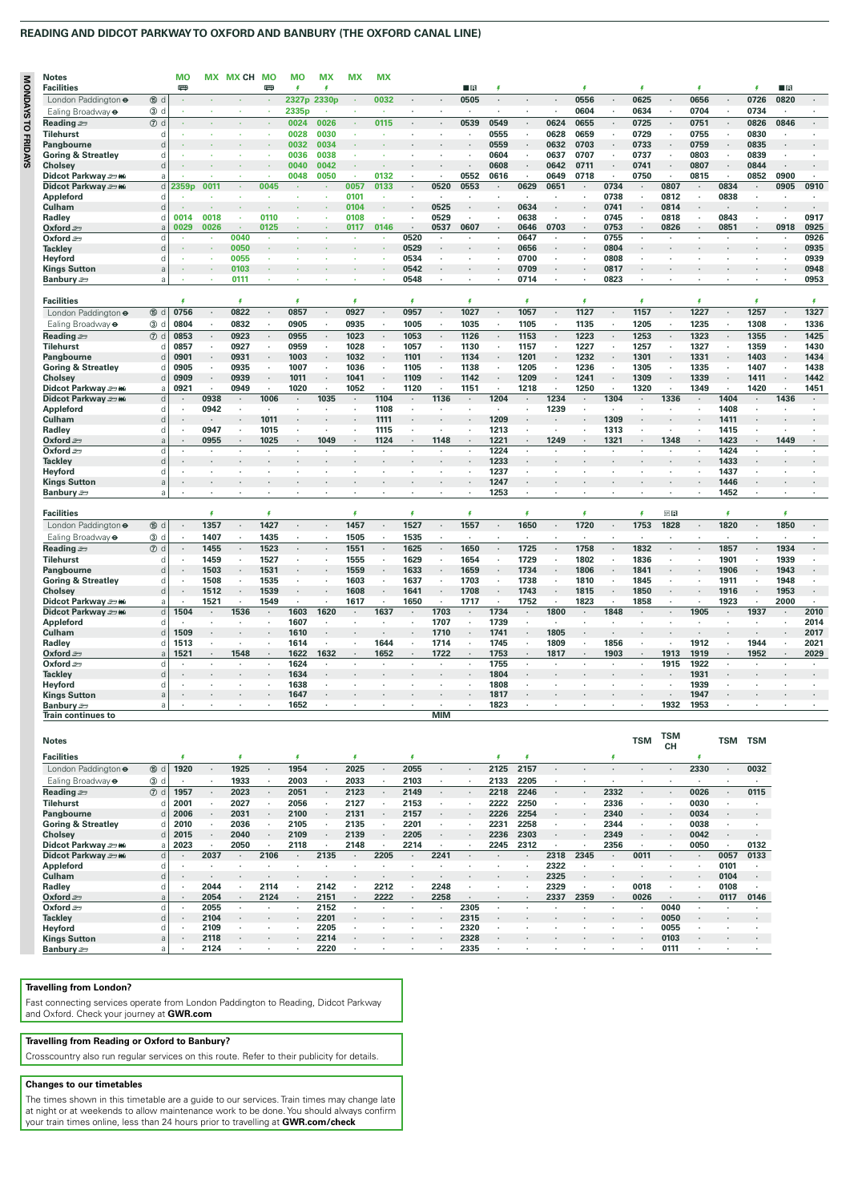## READING AND DIDCOT PARKWAY TO OXFORD AND BANBURY (THE OXFORD CANAL LINE)

**MONDAYS TO FRIDAYS**

| Notes | | MO | MX | MX CH | MO | MO | MX | MX | MX | | | | | | | | | | | | | | | |
|---|---|---|---|---|---|---|---|---|---|---|---|---|---|---|---|---|---|---|---|---|---|---|---|---|
| **Facilities** | | 🚌 | | | 🚌 | ⚡ | ⚡ | | | | | ■R | ⚡ | | | ⚡ | | ⚡ | | ⚡ | | ⚡ | ■R | |
| London Paddington ⊖ | ⑮ d | · | · | · | · | 2327p | 2330p | · | 0032 | · | · | 0505 | · | · | · | 0556 | · | 0625 | · | 0656 | · | 0726 | 0820 | · |
| Ealing Broadway ⊖ | ③ d | · | · | · | · | · | 2335p | · | · | · | · | · | · | · | · | 0604 | · | 0634 | · | 0704 | · | 0734 | · | · |
| **Reading** | ⑦ d | · | · | · | · | 0024 | 0026 | · | 0115 | · | · | 0539 | 0549 | · | 0624 | 0655 | · | 0725 | · | 0751 | · | 0826 | 0846 | · |
| **Tilehurst** | d | · | · | · | · | 0028 | 0030 | · | · | · | · | · | 0555 | · | 0628 | 0659 | · | 0729 | · | 0755 | · | 0830 | · | · |
| **Pangbourne** | d | · | · | · | · | 0032 | 0034 | · | · | · | · | · | 0559 | · | 0632 | 0703 | · | 0733 | · | 0759 | · | 0835 | · | · |
| **Goring & Streatley** | d | · | · | · | · | 0036 | 0038 | · | · | · | · | · | 0604 | · | 0637 | 0707 | · | 0737 | · | 0803 | · | 0839 | · | · |
| **Cholsey** | d | · | · | · | · | 0040 | 0042 | · | · | · | · | · | 0608 | · | 0642 | 0711 | · | 0741 | · | 0807 | · | 0844 | · | · |
| **Didcot Parkway** | a | · | · | · | · | 0048 | 0050 | · | 0132 | · | · | 0552 | 0616 | · | 0649 | 0718 | · | 0750 | · | 0815 | · | 0852 | 0900 | · |
| **Didcot Parkway** | d | 2359p | 0011 | · | 0045 | · | · | 0057 | 0133 | · | 0520 | 0553 | · | 0629 | 0651 | · | 0734 | · | 0807 | · | 0834 | · | 0905 | 0910 |
| **Appleford** | d | · | · | · | · | · | · | 0101 | · | · | · | · | · | · | · | · | 0738 | · | 0812 | · | 0838 | · | · | · |
| **Culham** | d | · | · | · | · | · | · | 0104 | · | · | 0525 | · | · | 0634 | · | · | 0741 | · | 0814 | · | · | · | · | · |
| **Radley** | d | 0014 | 0018 | · | 0110 | · | · | 0108 | · | · | 0529 | · | · | 0638 | · | · | 0745 | · | 0818 | · | 0843 | · | · | 0917 |
| **Oxford** | a | 0029 | 0026 | · | 0125 | · | · | 0117 | 0146 | · | 0537 | 0607 | · | 0646 | 0703 | · | 0753 | · | 0826 | · | 0851 | · | 0918 | 0925 |
| **Oxford** | d | · | · | 0040 | · | · | · | · | · | 0520 | · | · | · | 0647 | · | · | 0755 | · | · | · | · | · | · | 0926 |
| **Tackley** | d | · | · | 0050 | · | · | · | · | · | 0529 | · | · | · | 0656 | · | · | 0804 | · | · | · | · | · | · | 0935 |
| **Heyford** | d | · | · | 0055 | · | · | · | · | · | 0534 | · | · | · | 0700 | · | · | 0808 | · | · | · | · | · | · | 0939 |
| **Kings Sutton** | a | · | · | 0103 | · | · | · | · | · | 0542 | · | · | · | 0709 | · | · | 0817 | · | · | · | · | · | · | 0948 |
| **Banbury** | a | · | · | 0111 | · | · | · | · | · | 0548 | · | · | · | 0714 | · | · | 0823 | · | · | · | · | · | · | 0953 |

| **Facilities** | | ⚡ | | ⚡ | | ⚡ | | ⚡ | | ⚡ | | ⚡ | | ⚡ | | ⚡ | | ⚡ | | ⚡ | | ⚡ | | ⚡ |
|---|---|---|---|---|---|---|---|---|---|---|---|---|---|---|---|---|---|---|---|---|---|---|---|---|
| London Paddington ⊖ | ⑮ d | 0756 | · | 0822 | · | 0857 | · | 0927 | · | 0957 | · | 1027 | · | 1057 | · | 1127 | · | 1157 | · | 1227 | · | 1257 | · | 1327 |
| Ealing Broadway ⊖ | ③ d | 0804 | · | 0832 | · | 0905 | · | 0935 | · | 1005 | · | 1035 | · | 1105 | · | 1135 | · | 1205 | · | 1235 | · | 1308 | · | 1336 |
| **Reading** | ⑦ d | 0853 | · | 0923 | · | 0955 | · | 1023 | · | 1053 | · | 1126 | · | 1153 | · | 1223 | · | 1253 | · | 1323 | · | 1355 | · | 1425 |
| **Tilehurst** | d | 0857 | · | 0927 | · | 0959 | · | 1028 | · | 1057 | · | 1130 | · | 1157 | · | 1227 | · | 1257 | · | 1327 | · | 1359 | · | 1430 |
| **Pangbourne** | d | 0901 | · | 0931 | · | 1003 | · | 1032 | · | 1101 | · | 1134 | · | 1201 | · | 1232 | · | 1301 | · | 1331 | · | 1403 | · | 1434 |
| **Goring & Streatley** | d | 0905 | · | 0935 | · | 1007 | · | 1036 | · | 1105 | · | 1138 | · | 1205 | · | 1236 | · | 1305 | · | 1335 | · | 1407 | · | 1438 |
| **Cholsey** | d | 0909 | · | 0939 | · | 1011 | · | 1041 | · | 1109 | · | 1142 | · | 1209 | · | 1241 | · | 1309 | · | 1339 | · | 1411 | · | 1442 |
| **Didcot Parkway** | a | 0921 | · | 0949 | · | 1020 | · | 1052 | · | 1120 | · | 1151 | · | 1218 | · | 1250 | · | 1320 | · | 1349 | · | 1420 | · | 1451 |
| **Didcot Parkway** | d | · | 0938 | · | 1006 | · | 1035 | · | 1104 | · | 1136 | · | 1204 | · | 1234 | · | 1304 | · | 1336 | · | 1404 | · | 1436 | · |
| **Appleford** | d | · | 0942 | · | · | · | · | · | 1108 | · | · | · | · | · | 1239 | · | · | · | · | · | 1408 | · | · | · |
| **Culham** | d | · | · | · | 1011 | · | · | · | 1111 | · | · | · | 1209 | · | · | · | 1309 | · | · | · | 1411 | · | · | · |
| **Radley** | d | · | 0947 | · | 1015 | · | · | · | 1115 | · | · | · | 1213 | · | · | · | 1313 | · | · | · | 1415 | · | · | · |
| **Oxford** | a | · | 0955 | · | 1025 | · | 1049 | · | 1124 | · | 1148 | · | 1221 | · | 1249 | · | 1321 | · | 1348 | · | 1423 | · | 1449 | · |
| **Oxford** | d | · | · | · | · | · | · | · | · | · | · | · | 1224 | · | · | · | · | · | · | · | 1424 | · | · | · |
| **Tackley** | d | · | · | · | · | · | · | · | · | · | · | · | 1233 | · | · | · | · | · | · | · | 1433 | · | · | · |
| **Heyford** | d | · | · | · | · | · | · | · | · | · | · | · | 1237 | · | · | · | · | · | · | · | 1437 | · | · | · |
| **Kings Sutton** | a | · | · | · | · | · | · | · | · | · | · | · | 1247 | · | · | · | · | · | · | · | 1446 | · | · | · |
| **Banbury** | a | · | · | · | · | · | · | · | · | · | · | · | 1253 | · | · | · | · | · | · | · | 1452 | · | · | · |

| **Facilities** | | | ⚡ | | ⚡ | | | ⚡ | | ⚡ | | ⚡ | | ⚡ | | ⚡ | | ⚡ | ☐R | | ⚡ | | ⚡ | |
|---|---|---|---|---|---|---|---|---|---|---|---|---|---|---|---|---|---|---|---|---|---|---|---|---|
| London Paddington ⊖ | ⑮ d | · | 1357 | · | 1427 | · | · | 1457 | · | 1527 | · | 1557 | · | 1650 | · | 1720 | · | 1753 | 1828 | · | 1820 | · | 1850 | · |
| Ealing Broadway ⊖ | ③ d | · | 1407 | · | 1435 | · | · | 1505 | · | 1535 | · | · | · | · | · | · | · | · | · | · | · | · | · | · |
| **Reading** | ⑦ d | · | 1455 | · | 1523 | · | · | 1551 | · | 1625 | · | 1650 | · | 1725 | · | 1758 | · | 1832 | · | · | 1857 | · | 1934 | · |
| **Tilehurst** | d | · | 1459 | · | 1527 | · | · | 1555 | · | 1629 | · | 1654 | · | 1729 | · | 1802 | · | 1836 | · | · | 1901 | · | 1939 | · |
| **Pangbourne** | d | · | 1503 | · | 1531 | · | · | 1559 | · | 1633 | · | 1659 | · | 1734 | · | 1806 | · | 1841 | · | · | 1906 | · | 1943 | · |
| **Goring & Streatley** | d | · | 1508 | · | 1535 | · | · | 1603 | · | 1637 | · | 1703 | · | 1738 | · | 1810 | · | 1845 | · | · | 1911 | · | 1948 | · |
| **Cholsey** | d | · | 1512 | · | 1539 | · | · | 1608 | · | 1641 | · | 1708 | · | 1743 | · | 1815 | · | 1850 | · | · | 1916 | · | 1953 | · |
| **Didcot Parkway** | a | · | 1521 | · | 1549 | · | · | 1617 | · | 1650 | · | 1717 | · | 1752 | · | 1823 | · | 1858 | · | · | 1923 | · | 2000 | · |
| **Didcot Parkway** | d | 1504 | · | 1536 | · | 1603 | 1620 | · | 1637 | · | 1703 | · | 1734 | · | 1800 | · | 1848 | · | · | 1905 | · | 1937 | · | 2010 |
| **Appleford** | d | · | · | · | · | 1607 | · | · | · | · | 1707 | · | 1739 | · | · | · | · | · | · | · | · | · | · | 2014 |
| **Culham** | d | 1509 | · | · | · | 1610 | · | · | · | · | 1710 | · | 1741 | · | 1805 | · | · | · | · | · | · | · | · | 2017 |
| **Radley** | d | 1513 | · | · | · | 1614 | · | · | 1644 | · | 1714 | · | 1745 | · | 1809 | · | 1856 | · | · | 1912 | · | 1944 | · | 2021 |
| **Oxford** | a | 1521 | · | 1548 | · | 1622 | 1632 | · | 1652 | · | 1722 | · | 1753 | · | 1817 | · | 1903 | · | 1913 | 1919 | · | 1952 | · | 2029 |
| **Oxford** | d | · | · | · | · | 1624 | · | · | · | · | · | · | 1755 | · | · | · | · | · | 1915 | 1922 | · | · | · | · |
| **Tackley** | d | · | · | · | · | 1634 | · | · | · | · | · | · | 1804 | · | · | · | · | · | · | 1931 | · | · | · | · |
| **Heyford** | d | · | · | · | · | 1638 | · | · | · | · | · | · | 1808 | · | · | · | · | · | · | 1939 | · | · | · | · |
| **Kings Sutton** | a | · | · | · | · | 1647 | · | · | · | · | · | · | 1817 | · | · | · | · | · | · | 1947 | · | · | · | · |
| **Banbury** | a | · | · | · | · | 1652 | · | · | · | · | · | · | 1823 | · | · | · | · | · | 1932 | 1953 | · | · | · | · |
| **Train continues to** | | | | | | | | | | | MIM | | | | | | | | | | | | | |

| **Notes** | | | | | | | | | | | | | | | | | | TSM | TSM CH | | TSM | TSM |
|---|---|---|---|---|---|---|---|---|---|---|---|---|---|---|---|---|---|---|---|---|---|---|
| **Facilities** | | ⚡ | | ⚡ | | ⚡ | | ⚡ | | ⚡ | | | | ⚡ | ⚡ | | | ⚡ | | | ⚡ | | |
| London Paddington ⊖ | ⑮ d | 1920 | · | 1925 | · | 1954 | · | 2025 | · | 2055 | · | · | 2125 | 2157 | · | · | · | · | · | 2330 | · | 0032 |
| Ealing Broadway ⊖ | ③ d | · | · | 1933 | · | 2003 | · | 2033 | · | 2103 | · | · | 2133 | 2205 | · | · | · | · | · | · | · | · |
| **Reading** | ⑦ d | 1957 | · | 2023 | · | 2051 | · | 2123 | · | 2149 | · | · | 2218 | 2246 | · | · | 2332 | · | · | 0026 | · | 0115 |
| **Tilehurst** | d | 2001 | · | 2027 | · | 2056 | · | 2127 | · | 2153 | · | · | 2222 | 2250 | · | · | 2336 | · | · | 0030 | · | · |
| **Pangbourne** | d | 2006 | · | 2031 | · | 2100 | · | 2131 | · | 2157 | · | · | 2226 | 2254 | · | · | 2340 | · | · | 0034 | · | · |
| **Goring & Streatley** | d | 2010 | · | 2036 | · | 2105 | · | 2135 | · | 2201 | · | · | 2231 | 2258 | · | · | 2344 | · | · | 0038 | · | · |
| **Cholsey** | d | 2015 | · | 2040 | · | 2109 | · | 2139 | · | 2205 | · | · | 2236 | 2303 | · | · | 2349 | · | · | 0042 | · | · |
| **Didcot Parkway** | a | 2023 | · | 2050 | · | 2118 | · | 2148 | · | 2214 | · | · | 2245 | 2312 | · | · | 2356 | · | · | 0050 | · | 0132 |
| **Didcot Parkway** | d | · | 2037 | · | 2106 | · | 2135 | · | 2205 | · | 2241 | · | · | · | 2318 | 2345 | · | 0011 | · | · | 0057 | 0133 |
| **Appleford** | d | · | · | · | · | · | · | · | · | · | · | · | · | · | 2322 | · | · | · | · | · | 0101 | · |
| **Culham** | d | · | · | · | · | · | · | · | · | · | · | · | · | · | 2325 | · | · | · | · | · | 0104 | · |
| **Radley** | d | · | 2044 | · | 2114 | · | 2142 | · | 2212 | · | 2248 | · | · | · | 2329 | · | · | 0018 | · | · | 0108 | · |
| **Oxford** | a | · | 2054 | · | 2124 | · | 2151 | · | 2222 | · | 2258 | · | · | · | 2337 | 2359 | · | 0026 | · | · | 0117 | 0146 |
| **Oxford** | d | · | 2055 | · | · | · | 2152 | · | · | · | · | 2305 | · | · | · | · | · | · | 0040 | · | · | · |
| **Tackley** | d | · | 2104 | · | · | · | 2201 | · | · | · | · | 2315 | · | · | · | · | · | · | 0050 | · | · | · |
| **Heyford** | d | · | 2109 | · | · | · | 2205 | · | · | · | · | 2320 | · | · | · | · | · | · | 0055 | · | · | · |
| **Kings Sutton** | a | · | 2118 | · | · | · | 2214 | · | · | · | · | 2328 | · | · | · | · | · | · | 0103 | · | · | · |
| **Banbury** | a | · | 2124 | · | · | · | 2220 | · | · | · | · | 2335 | · | · | · | · | · | · | 0111 | · | · | · |

**Travelling from London?**

Fast connecting services operate from London Paddington to Reading, Didcot Parkway and Oxford. Check your journey at **GWR.com**

**Travelling from Reading or Oxford to Banbury?**

Crosscountry also run regular services on this route. Refer to their publicity for details.

**Changes to our timetables**

The times shown in this timetable are a guide to our services. Train times may change late at night or at weekends to allow maintenance work to be done. You should always confirm your train times online, less than 24 hours prior to travelling at **GWR.com/check**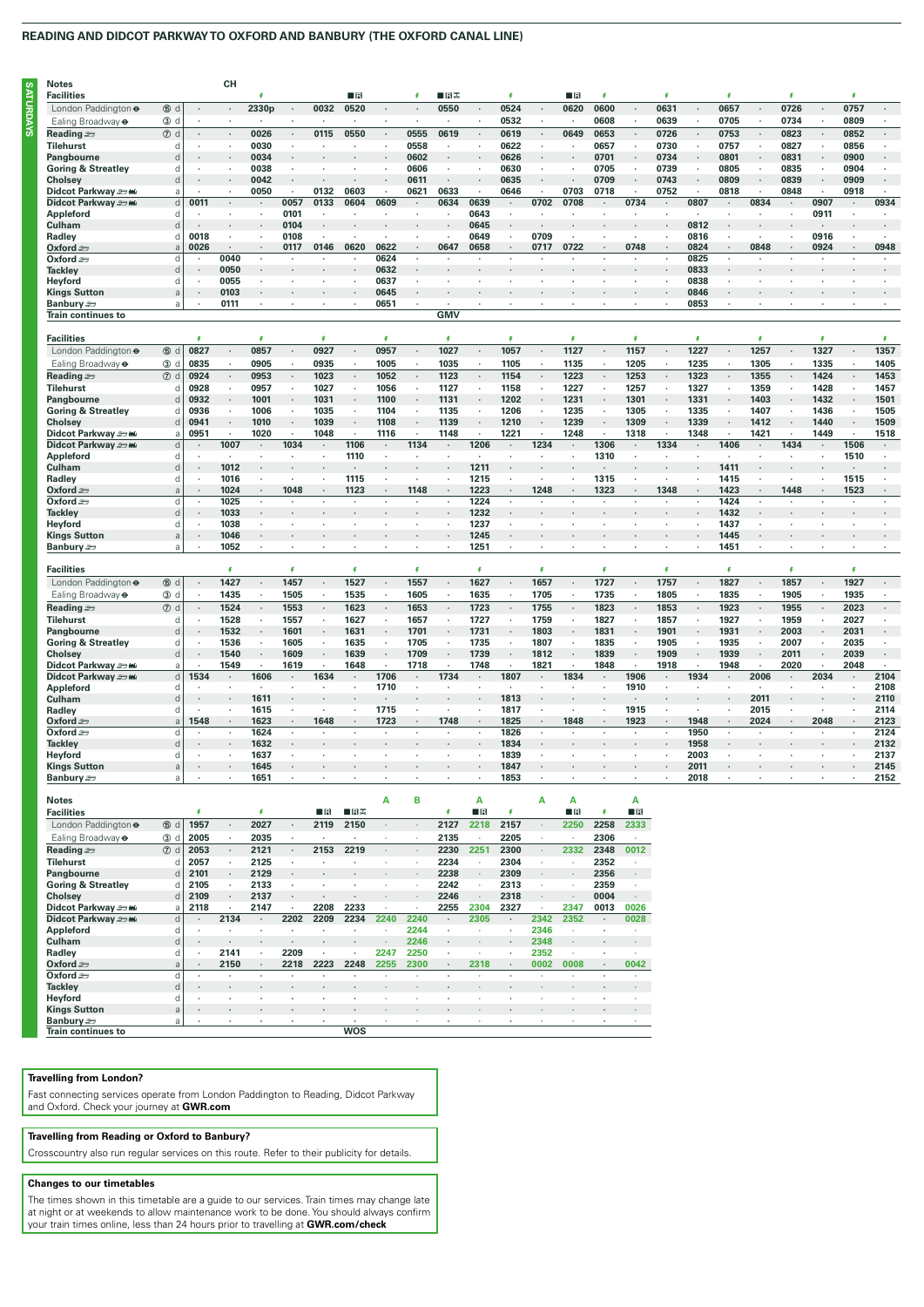## READING AND DIDCOT PARKWAY TO OXFORD AND BANBURY (THE OXFORD CANAL LINE)

**SATURDAYS**

| Notes | | | CH | | | | | | | | | | | | | | | | | | | | | |
|---|---|---|---|---|---|---|---|---|---|---|---|---|---|---|---|---|---|---|---|---|---|---|---|---|
| **Facilities** | | | | ⚡ | | | ■R | | ⚡ | ■R✕ | | ⚡ | | ■R | ⚡ | | ⚡ | | ⚡ | | ⚡ | | ⚡ | |
| London Paddington ⊖ | ⑤ d | · | · | 2330p | · | 0032 | 0520 | · | · | 0550 | · | 0524 | · | 0620 | 0600 | · | 0631 | · | 0657 | · | 0726 | · | 0757 | · |
| Ealing Broadway ⊖ | ③ d | · | · | · | · | · | · | · | · | · | · | 0532 | · | · | 0608 | · | 0639 | · | 0705 | · | 0734 | · | 0809 | · |
| **Reading** | ⑦ d | · | · | 0026 | · | 0115 | 0550 | · | 0555 | 0619 | · | 0619 | · | 0649 | 0653 | · | 0726 | · | 0753 | · | 0823 | · | 0852 | · |
| **Tilehurst** | d | · | · | 0030 | · | · | · | · | 0558 | · | · | 0622 | · | · | 0657 | · | 0730 | · | 0757 | · | 0827 | · | 0856 | · |
| **Pangbourne** | d | · | · | 0034 | · | · | · | · | 0602 | · | · | 0626 | · | · | 0701 | · | 0734 | · | 0801 | · | 0831 | · | 0900 | · |
| **Goring & Streatley** | d | · | · | 0038 | · | · | · | · | 0606 | · | · | 0630 | · | · | 0705 | · | 0739 | · | 0805 | · | 0835 | · | 0904 | · |
| **Cholsey** | d | · | · | 0042 | · | · | · | · | 0611 | · | · | 0635 | · | · | 0709 | · | 0743 | · | 0809 | · | 0839 | · | 0909 | · |
| **Didcot Parkway** | a | · | · | 0050 | · | 0132 | 0603 | · | 0621 | 0633 | · | 0646 | · | 0703 | 0718 | · | 0752 | · | 0818 | · | 0848 | · | 0918 | · |
| **Didcot Parkway** | d | 0011 | · | · | 0057 | 0133 | 0604 | 0609 | · | 0634 | 0639 | · | 0702 | 0708 | · | 0734 | · | 0807 | · | 0834 | · | 0907 | · | 0934 |
| **Appleford** | d | · | · | · | 0101 | · | · | · | · | · | 0643 | · | · | · | · | · | · | · | · | · | · | 0911 | · | · |
| **Culham** | d | · | · | · | 0104 | · | · | · | · | · | 0645 | · | · | · | · | · | · | 0812 | · | · | · | · | · | · |
| **Radley** | d | 0018 | · | · | 0108 | · | · | · | · | · | 0649 | · | 0709 | · | · | · | · | 0816 | · | · | · | 0916 | · | · |
| **Oxford** | a | 0026 | · | · | 0117 | 0146 | 0620 | 0622 | · | 0647 | 0658 | · | 0717 | 0722 | · | 0748 | · | 0824 | · | 0848 | · | 0924 | · | 0948 |
| **Oxford** | d | · | 0040 | · | · | · | · | 0624 | · | · | · | · | · | · | · | · | · | 0825 | · | · | · | · | · | · |
| **Tackley** | d | · | 0050 | · | · | · | · | 0632 | · | · | · | · | · | · | · | · | · | 0833 | · | · | · | · | · | · |
| **Heyford** | d | · | 0055 | · | · | · | · | 0637 | · | · | · | · | · | · | · | · | · | 0838 | · | · | · | · | · | · |
| **Kings Sutton** | a | · | 0103 | · | · | · | · | 0645 | · | · | · | · | · | · | · | · | · | 0846 | · | · | · | · | · | · |
| **Banbury** | a | · | 0111 | · | · | · | · | 0651 | · | · | · | · | · | · | · | · | · | 0853 | · | · | · | · | · | · |
| **Train continues to** | | | | | | | | | | GMV | | | | | | | | | | | | | | |

| **Facilities** | | ⚡ | | ⚡ | | ⚡ | | ⚡ | | ⚡ | | ⚡ | | ⚡ | | ⚡ | | ⚡ | | ⚡ | | ⚡ | | ⚡ |
|---|---|---|---|---|---|---|---|---|---|---|---|---|---|---|---|---|---|---|---|---|---|---|---|---|
| London Paddington ⊖ | ⑤ d | 0827 | · | 0857 | · | 0927 | · | 0957 | · | 1027 | · | 1057 | · | 1127 | · | 1157 | · | 1227 | · | 1257 | · | 1327 | · | 1357 |
| Ealing Broadway ⊖ | ③ d | 0835 | · | 0905 | · | 0935 | · | 1005 | · | 1035 | · | 1105 | · | 1135 | · | 1205 | · | 1235 | · | 1305 | · | 1335 | · | 1405 |
| **Reading** | ⑦ d | 0924 | · | 0953 | · | 1023 | · | 1052 | · | 1123 | · | 1154 | · | 1223 | · | 1253 | · | 1323 | · | 1355 | · | 1424 | · | 1453 |
| **Tilehurst** | d | 0928 | · | 0957 | · | 1027 | · | 1056 | · | 1127 | · | 1158 | · | 1227 | · | 1257 | · | 1327 | · | 1359 | · | 1428 | · | 1457 |
| **Pangbourne** | d | 0932 | · | 1001 | · | 1031 | · | 1100 | · | 1131 | · | 1202 | · | 1231 | · | 1301 | · | 1331 | · | 1403 | · | 1432 | · | 1501 |
| **Goring & Streatley** | d | 0936 | · | 1006 | · | 1035 | · | 1104 | · | 1135 | · | 1206 | · | 1235 | · | 1305 | · | 1335 | · | 1407 | · | 1436 | · | 1505 |
| **Cholsey** | d | 0941 | · | 1010 | · | 1039 | · | 1108 | · | 1139 | · | 1210 | · | 1239 | · | 1309 | · | 1339 | · | 1412 | · | 1440 | · | 1509 |
| **Didcot Parkway** | a | 0951 | · | 1020 | · | 1048 | · | 1116 | · | 1148 | · | 1221 | · | 1248 | · | 1318 | · | 1348 | · | 1421 | · | 1449 | · | 1518 |
| **Didcot Parkway** | d | · | 1007 | · | 1034 | · | 1106 | · | 1134 | · | 1206 | · | 1234 | · | 1306 | · | 1334 | · | 1406 | · | 1434 | · | 1506 | · |
| **Appleford** | d | · | · | · | · | · | 1110 | · | · | · | · | · | · | · | 1310 | · | · | · | · | · | · | · | 1510 | · |
| **Culham** | d | · | 1012 | · | · | · | · | · | · | · | 1211 | · | · | · | · | · | · | · | 1411 | · | · | · | · | · |
| **Radley** | d | · | 1016 | · | · | · | 1115 | · | · | · | 1215 | · | · | · | 1315 | · | · | · | 1415 | · | · | · | 1515 | · |
| **Oxford** | a | · | 1024 | · | 1048 | · | 1123 | · | 1148 | · | 1223 | · | 1248 | · | 1323 | · | 1348 | · | 1423 | · | 1448 | · | 1523 | · |
| **Oxford** | d | · | 1025 | · | · | · | · | · | · | · | 1224 | · | · | · | · | · | · | · | 1424 | · | · | · | · | · |
| **Tackley** | d | · | 1033 | · | · | · | · | · | · | · | 1232 | · | · | · | · | · | · | · | 1432 | · | · | · | · | · |
| **Heyford** | d | · | 1038 | · | · | · | · | · | · | · | 1237 | · | · | · | · | · | · | · | 1437 | · | · | · | · | · |
| **Kings Sutton** | a | · | 1046 | · | · | · | · | · | · | · | 1245 | · | · | · | · | · | · | · | 1445 | · | · | · | · | · |
| **Banbury** | a | · | 1052 | · | · | · | · | · | · | · | 1251 | · | · | · | · | · | · | · | 1451 | · | · | · | · | · |

| **Facilities** | | | ⚡ | | ⚡ | | ⚡ | | ⚡ | | ⚡ | | ⚡ | | ⚡ | | ⚡ | | ⚡ | | ⚡ | | ⚡ | |
|---|---|---|---|---|---|---|---|---|---|---|---|---|---|---|---|---|---|---|---|---|---|---|---|---|
| London Paddington ⊖ | ⑤ d | · | 1427 | · | 1457 | · | 1527 | · | 1557 | · | 1627 | · | 1657 | · | 1727 | · | 1757 | · | 1827 | · | 1857 | · | 1927 | · |
| Ealing Broadway ⊖ | ③ d | · | 1435 | · | 1505 | · | 1535 | · | 1605 | · | 1635 | · | 1705 | · | 1735 | · | 1805 | · | 1835 | · | 1905 | · | 1935 | · |
| **Reading** | ⑦ d | · | 1524 | · | 1553 | · | 1623 | · | 1653 | · | 1723 | · | 1755 | · | 1823 | · | 1853 | · | 1923 | · | 1955 | · | 2023 | · |
| **Tilehurst** | d | · | 1528 | · | 1557 | · | 1627 | · | 1657 | · | 1727 | · | 1759 | · | 1827 | · | 1857 | · | 1927 | · | 1959 | · | 2027 | · |
| **Pangbourne** | d | · | 1532 | · | 1601 | · | 1631 | · | 1701 | · | 1731 | · | 1803 | · | 1831 | · | 1901 | · | 1931 | · | 2003 | · | 2031 | · |
| **Goring & Streatley** | d | · | 1536 | · | 1605 | · | 1635 | · | 1705 | · | 1735 | · | 1807 | · | 1835 | · | 1905 | · | 1935 | · | 2007 | · | 2035 | · |
| **Cholsey** | d | · | 1540 | · | 1609 | · | 1639 | · | 1709 | · | 1739 | · | 1812 | · | 1839 | · | 1909 | · | 1939 | · | 2011 | · | 2039 | · |
| **Didcot Parkway** | a | · | 1549 | · | 1619 | · | 1648 | · | 1718 | · | 1748 | · | 1821 | · | 1848 | · | 1918 | · | 1948 | · | 2020 | · | 2048 | · |
| **Didcot Parkway** | d | 1534 | · | 1606 | · | 1634 | · | 1706 | · | 1734 | · | 1807 | · | 1834 | · | 1906 | · | 1934 | · | 2006 | · | 2034 | · | 2104 |
| **Appleford** | d | · | · | · | · | · | · | 1710 | · | · | · | · | · | · | · | 1910 | · | · | · | · | · | · | · | 2108 |
| **Culham** | d | · | · | 1611 | · | · | · | · | · | · | · | 1813 | · | · | · | · | · | · | · | 2011 | · | · | · | 2110 |
| **Radley** | d | · | · | 1615 | · | · | · | 1715 | · | · | · | 1817 | · | · | · | 1915 | · | · | · | 2015 | · | · | · | 2114 |
| **Oxford** | a | 1548 | · | 1623 | · | 1648 | · | 1723 | · | 1748 | · | 1825 | · | 1848 | · | 1923 | · | 1948 | · | 2024 | · | 2048 | · | 2123 |
| **Oxford** | d | · | · | 1624 | · | · | · | · | · | · | · | 1826 | · | · | · | · | · | 1950 | · | · | · | · | · | 2124 |
| **Tackley** | d | · | · | 1632 | · | · | · | · | · | · | · | 1834 | · | · | · | · | · | 1958 | · | · | · | · | · | 2132 |
| **Heyford** | d | · | · | 1637 | · | · | · | · | · | · | · | 1839 | · | · | · | · | · | 2003 | · | · | · | · | · | 2137 |
| **Kings Sutton** | a | · | · | 1645 | · | · | · | · | · | · | · | 1847 | · | · | · | · | · | 2011 | · | · | · | · | · | 2145 |
| **Banbury** | a | · | · | 1651 | · | · | · | · | · | · | · | 1853 | · | · | · | · | · | 2018 | · | · | · | · | · | 2152 |

| **Notes** | | | | | | | | A | B | | A | | A | A | | A |
|---|---|---|---|---|---|---|---|---|---|---|---|---|---|---|---|---|
| **Facilities** | | ⚡ | | ⚡ | | ■R | ■R✕ | | | ⚡ | ■R | ⚡ | | ■R | ⚡ | ■R |
| London Paddington ⊖ | ⑤ d | 1957 | · | 2027 | · | 2119 | 2150 | · | · | 2127 | 2218 | 2157 | · | 2250 | 2258 | 2333 |
| Ealing Broadway ⊖ | ③ d | 2005 | · | 2035 | · | · | · | · | · | 2135 | · | 2205 | · | · | 2306 | · |
| **Reading** | ⑦ d | 2053 | · | 2121 | · | 2153 | 2219 | · | · | 2230 | 2251 | 2300 | · | 2332 | 2348 | 0012 |
| **Tilehurst** | d | 2057 | · | 2125 | · | · | · | · | · | 2234 | · | 2304 | · | · | 2352 | · |
| **Pangbourne** | d | 2101 | · | 2129 | · | · | · | · | · | 2238 | · | 2309 | · | · | 2356 | · |
| **Goring & Streatley** | d | 2105 | · | 2133 | · | · | · | · | · | 2242 | · | 2313 | · | · | 2359 | · |
| **Cholsey** | d | 2109 | · | 2137 | · | · | · | · | · | 2246 | · | 2318 | · | · | 0004 | · |
| **Didcot Parkway** | a | 2118 | · | 2147 | · | 2208 | 2233 | · | · | 2255 | 2304 | 2327 | · | 2347 | 0013 | 0026 |
| **Didcot Parkway** | d | · | 2134 | · | 2202 | 2209 | 2234 | 2240 | 2240 | · | 2305 | · | 2342 | 2352 | · | 0028 |
| **Appleford** | d | · | · | · | · | · | · | · | 2244 | · | · | · | 2346 | · | · | · |
| **Culham** | d | · | · | · | · | · | · | · | 2246 | · | · | · | 2348 | · | · | · |
| **Radley** | d | · | 2141 | · | 2209 | · | · | 2247 | 2250 | · | · | · | 2352 | · | · | · |
| **Oxford** | a | · | 2150 | · | 2218 | 2223 | 2248 | 2255 | 2300 | · | 2318 | · | 0002 | 0008 | · | 0042 |
| **Oxford** | d | · | · | · | · | · | · | · | · | · | · | · | · | · | · | · |
| **Tackley** | d | · | · | · | · | · | · | · | · | · | · | · | · | · | · | · |
| **Heyford** | d | · | · | · | · | · | · | · | · | · | · | · | · | · | · | · |
| **Kings Sutton** | a | · | · | · | · | · | · | · | · | · | · | · | · | · | · | · |
| **Banbury** | a | · | · | · | · | · | · | · | · | · | · | · | · | · | · | · |
| **Train continues to** | | | | | | | WOS | | | | | | | | | |

**Travelling from London?**

Fast connecting services operate from London Paddington to Reading, Didcot Parkway and Oxford. Check your journey at **GWR.com**

**Travelling from Reading or Oxford to Banbury?**

Crosscountry also run regular services on this route. Refer to their publicity for details.

**Changes to our timetables**

The times shown in this timetable are a guide to our services. Train times may change late at night or at weekends to allow maintenance work to be done. You should always confirm your train times online, less than 24 hours prior to travelling at **GWR.com/check**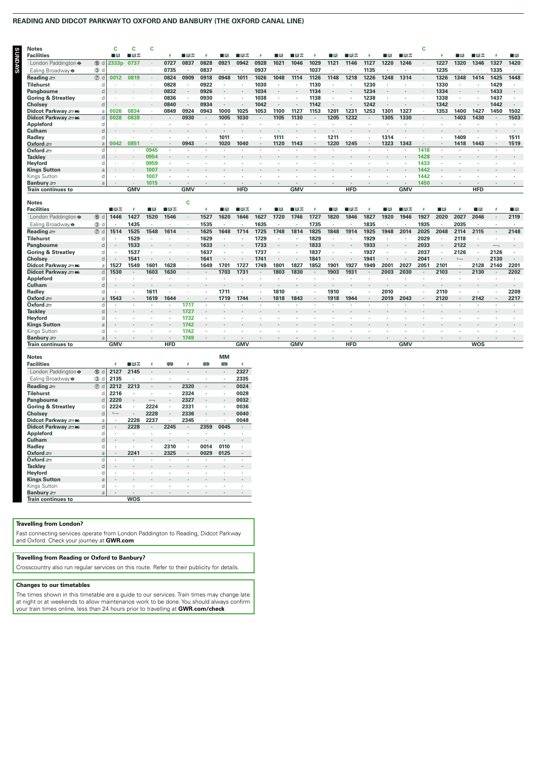## READING AND DIDCOT PARKWAY TO OXFORD AND BANBURY (THE OXFORD CANAL LINE)

**SUNDAYS**

| Notes | | C | C | C | | | | | | | | | | | | | | | C | | | | | |
|---|---|---|---|---|---|---|---|---|---|---|---|---|---|---|---|---|---|---|---|---|---|---|---|---|
| **Facilities** | | ■R | ■R✕ | | ƒ | ■R✕ | ƒ | ■R | ■R✕ | ƒ | ■R | ■R✕ | ƒ | ■R | ■R✕ | ƒ | ■R | ■R✕ | | ƒ | ■R | ■R✕ | ƒ | ■R |
| London Paddington ⊖ ⑮ | d | 2333p | 0737 | · | 0727 | 0837 | 0828 | 0921 | 0942 | 0928 | 1021 | 1046 | 1029 | 1121 | 1146 | 1127 | 1220 | 1246 | · | 1227 | 1320 | 1346 | 1327 | 1420 |
| Ealing Broadway ⊖ ③ | d | · | · | · | 0735 | · | 0837 | · | · | 0937 | · | · | 1037 | · | · | 1135 | · | · | · | 1235 | · | · | 1335 | · |
| **Reading** ⇌ ⑦ | d | 0012 | 0819 | · | 0824 | 0909 | 0918 | 0948 | 1011 | 1026 | 1048 | 1114 | 1126 | 1148 | 1218 | 1226 | 1248 | 1314 | · | 1326 | 1348 | 1414 | 1425 | 1448 |
| **Tilehurst** | d | · | · | · | 0828 | · | 0922 | · | · | 1030 | · | · | 1130 | · | · | 1230 | · | · | · | 1330 | · | · | 1429 | · |
| **Pangbourne** | d | · | · | · | 0832 | · | 0926 | · | · | 1034 | · | · | 1134 | · | · | 1234 | · | · | · | 1334 | · | · | 1433 | · |
| **Goring & Streatley** | d | · | · | · | 0836 | · | 0930 | · | · | 1038 | · | · | 1138 | · | · | 1238 | · | · | · | 1338 | · | · | 1437 | · |
| **Cholsey** | d | · | · | · | 0840 | · | 0934 | · | · | 1042 | · | · | 1142 | · | · | 1242 | · | · | · | 1342 | · | · | 1442 | · |
| **Didcot Parkway** ⇌ | a | 0026 | 0834 | · | 0849 | 0924 | 0943 | 1000 | 1025 | 1053 | 1100 | 1127 | 1153 | 1201 | 1231 | 1253 | 1301 | 1327 | · | 1353 | 1400 | 1427 | 1450 | 1502 |
| **Didcot Parkway** ⇌ | d | 0028 | 0838 | · | · | 0930 | · | 1005 | 1030 | · | 1105 | 1130 | · | 1205 | 1232 | · | 1305 | 1330 | · | · | 1403 | 1430 | · | 1503 |
| **Appleford** | d | · | · | · | · | · | · | · | · | · | · | · | · | · | · | · | · | · | · | · | · | · | · | · |
| **Culham** | d | · | · | · | · | · | · | · | · | · | · | · | · | · | · | · | · | · | · | · | · | · | · | · |
| **Radley** | d | · | · | · | · | · | · | 1011 | · | · | 1111 | · | · | 1211 | · | · | 1314 | · | · | · | 1409 | · | · | 1511 |
| **Oxford** ⇌ | a | 0042 | 0851 | · | · | 0943 | · | 1020 | 1040 | · | 1120 | 1143 | · | 1220 | 1245 | · | 1323 | 1343 | · | · | 1418 | 1443 | · | 1519 |
| **Oxford** ⇌ | d | · | · | 0945 | · | · | · | · | · | · | · | · | · | · | · | · | · | · | 1418 | · | · | · | · | · |
| **Tackley** | d | · | · | 0954 | · | · | · | · | · | · | · | · | · | · | · | · | · | · | 1428 | · | · | · | · | · |
| **Heyford** | d | · | · | 0959 | · | · | · | · | · | · | · | · | · | · | · | · | · | · | 1433 | · | · | · | · | · |
| **Kings Sutton** | a | · | · | 1007 | · | · | · | · | · | · | · | · | · | · | · | · | · | · | 1442 | · | · | · | · | · |
| Kings Sutton | d | · | · | 1007 | · | · | · | · | · | · | · | · | · | · | · | · | · | · | 1442 | · | · | · | · | · |
| **Banbury** ⇌ | a | · | · | 1015 | · | · | · | · | · | · | · | · | · | · | · | · | · | · | 1450 | · | · | · | · | · |
| **Train continues to** | | | GMV | | | GMV | | | HFD | | | GMV | | | HFD | | | GMV | | | | HFD | | |

| Notes | | | | | | C | | | | | | | | | | | | | | | | | | |
|---|---|---|---|---|---|---|---|---|---|---|---|---|---|---|---|---|---|---|---|---|---|---|---|---|
| **Facilities** | | ■R✕ | ƒ | ■R | ■R✕ | | ƒ | ■R | ■R✕ | ƒ | ■R | ■R✕ | ƒ | ■R | ■R✕ | ƒ | ■R | ■R✕ | ƒ | ■R | ƒ | ■R | ƒ | ■R |
| London Paddington ⊖ ⑮ | d | 1446 | 1427 | 1520 | 1546 | · | 1527 | 1620 | 1646 | 1627 | 1720 | 1746 | 1727 | 1820 | 1846 | 1827 | 1920 | 1946 | 1927 | 2020 | 2027 | 2046 | · | 2119 |
| Ealing Broadway ⊖ ③ | d | · | 1435 | · | · | · | 1535 | · | · | 1635 | · | · | 1735 | · | · | 1835 | · | · | 1935 | · | 2035 | · | · | · |
| **Reading** ⇌ ⑦ | d | 1514 | 1525 | 1548 | 1614 | · | 1625 | 1648 | 1714 | 1725 | 1748 | 1814 | 1825 | 1848 | 1914 | 1925 | 1948 | 2014 | 2025 | 2048 | 2114 | 2115 | · | 2148 |
| **Tilehurst** | d | · | 1529 | · | · | · | 1629 | · | · | 1729 | · | · | 1829 | · | · | 1929 | · | · | 2029 | · | 2118 | · | · | · |
| **Pangbourne** | d | · | 1533 | · | · | · | 1633 | · | · | 1733 | · | · | 1833 | · | · | 1933 | · | · | 2033 | · | 2122 | · | ⟵ | · |
| **Goring & Streatley** | d | · | 1537 | · | · | · | 1637 | · | · | 1737 | · | · | 1837 | · | · | 1937 | · | · | 2037 | · | 2126 | · | 2126 | · |
| **Cholsey** | d | · | 1541 | · | · | · | 1641 | · | · | 1741 | · | · | 1841 | · | · | 1941 | · | · | 2041 | · | ⟶ | · | 2130 | · |
| **Didcot Parkway** ⇌ | a | 1527 | 1549 | 1601 | 1628 | · | 1649 | 1701 | 1727 | 1749 | 1801 | 1827 | 1852 | 1901 | 1927 | 1949 | 2001 | 2027 | 2051 | 2101 | · | 2128 | 2140 | 2201 |
| **Didcot Parkway** ⇌ | d | 1530 | · | 1603 | 1630 | · | · | 1703 | 1731 | · | 1803 | 1830 | · | 1903 | 1931 | · | 2003 | 2030 | · | 2103 | · | 2130 | · | 2202 |
| **Appleford** | d | · | · | · | · | · | · | · | · | · | · | · | · | · | · | · | · | · | · | · | · | · | · | · |
| **Culham** | d | · | · | · | · | · | · | · | · | · | · | · | · | · | · | · | · | · | · | · | · | · | · | · |
| **Radley** | d | · | · | 1611 | · | · | · | 1711 | · | · | 1810 | · | · | 1910 | · | · | 2010 | · | · | 2110 | · | · | · | 2209 |
| **Oxford** ⇌ | a | 1543 | · | 1619 | 1644 | · | · | 1719 | 1744 | · | 1818 | 1843 | · | 1918 | 1944 | · | 2019 | 2043 | · | 2120 | · | 2142 | · | 2217 |
| **Oxford** ⇌ | d | · | · | · | · | 1717 | · | · | · | · | · | · | · | · | · | · | · | · | · | · | · | · | · | · |
| **Tackley** | d | · | · | · | · | 1727 | · | · | · | · | · | · | · | · | · | · | · | · | · | · | · | · | · | · |
| **Heyford** | d | · | · | · | · | 1732 | · | · | · | · | · | · | · | · | · | · | · | · | · | · | · | · | · | · |
| **Kings Sutton** | a | · | · | · | · | 1742 | · | · | · | · | · | · | · | · | · | · | · | · | · | · | · | · | · | · |
| Kings Sutton | d | · | · | · | · | 1742 | · | · | · | · | · | · | · | · | · | · | · | · | · | · | · | · | · | · |
| **Banbury** ⇌ | a | · | · | · | · | 1749 | · | · | · | · | · | · | · | · | · | · | · | · | · | · | · | · | · | · |
| **Train continues to** | | GMV | | | HFD | | | | GMV | | | GMV | | | HFD | | | GMV | | | | WOS | | |

| Notes | | | | | | | | MM | |
|---|---|---|---|---|---|---|---|---|---|
| **Facilities** | | ƒ | ■R✕ | ƒ | 🚌 | ƒ | 🚌 | 🚌 | ƒ |
| London Paddington ⊖ ⑮ | d | 2127 | 2145 | · | · | · | · | · | 2327 |
| Ealing Broadway ⊖ ③ | d | 2135 | · | · | · | · | · | · | 2335 |
| **Reading** ⇌ ⑦ | d | 2212 | 2213 | · | · | 2320 | · | · | 0024 |
| **Tilehurst** | d | 2216 | · | · | · | 2324 | · | · | 0028 |
| **Pangbourne** | d | 2220 | · | ⟵ | · | 2327 | · | · | 0032 |
| **Goring & Streatley** | d | 2224 | · | 2224 | · | 2331 | · | · | 0036 |
| **Cholsey** | d | ⟶ | · | 2228 | · | 2336 | · | · | 0040 |
| **Didcot Parkway** ⇌ | a | · | 2226 | 2237 | · | 2345 | · | · | 0048 |
| **Didcot Parkway** ⇌ | d | · | 2228 | · | 2245 | · | 2359 | 0045 | · |
| **Appleford** | d | · | · | · | · | · | · | · | · |
| **Culham** | d | · | · | · | · | · | · | · | · |
| **Radley** | d | · | · | · | 2310 | · | 0014 | 0110 | · |
| **Oxford** ⇌ | a | · | 2241 | · | 2325 | · | 0029 | 0125 | · |
| **Oxford** ⇌ | d | · | · | · | · | · | · | · | · |
| **Tackley** | d | · | · | · | · | · | · | · | · |
| **Heyford** | d | · | · | · | · | · | · | · | · |
| **Kings Sutton** | a | · | · | · | · | · | · | · | · |
| Kings Sutton | d | · | · | · | · | · | · | · | · |
| **Banbury** ⇌ | a | · | · | · | · | · | · | · | · |
| **Train continues to** | | | WOS | | | | | | |

### Travelling from London?

Fast connecting services operate from London Paddington to Reading, Didcot Parkway and Oxford. Check your journey at **GWR.com**

### Travelling from Reading or Oxford to Banbury?

Crosscountry also run regular services on this route. Refer to their publicity for details.

### Changes to our timetables

The times shown in this timetable are a guide to our services. Train times may change late at night or at weekends to allow maintenance work to be done. You should always confirm your train times online, less than 24 hours prior to travelling at **GWR.com/check**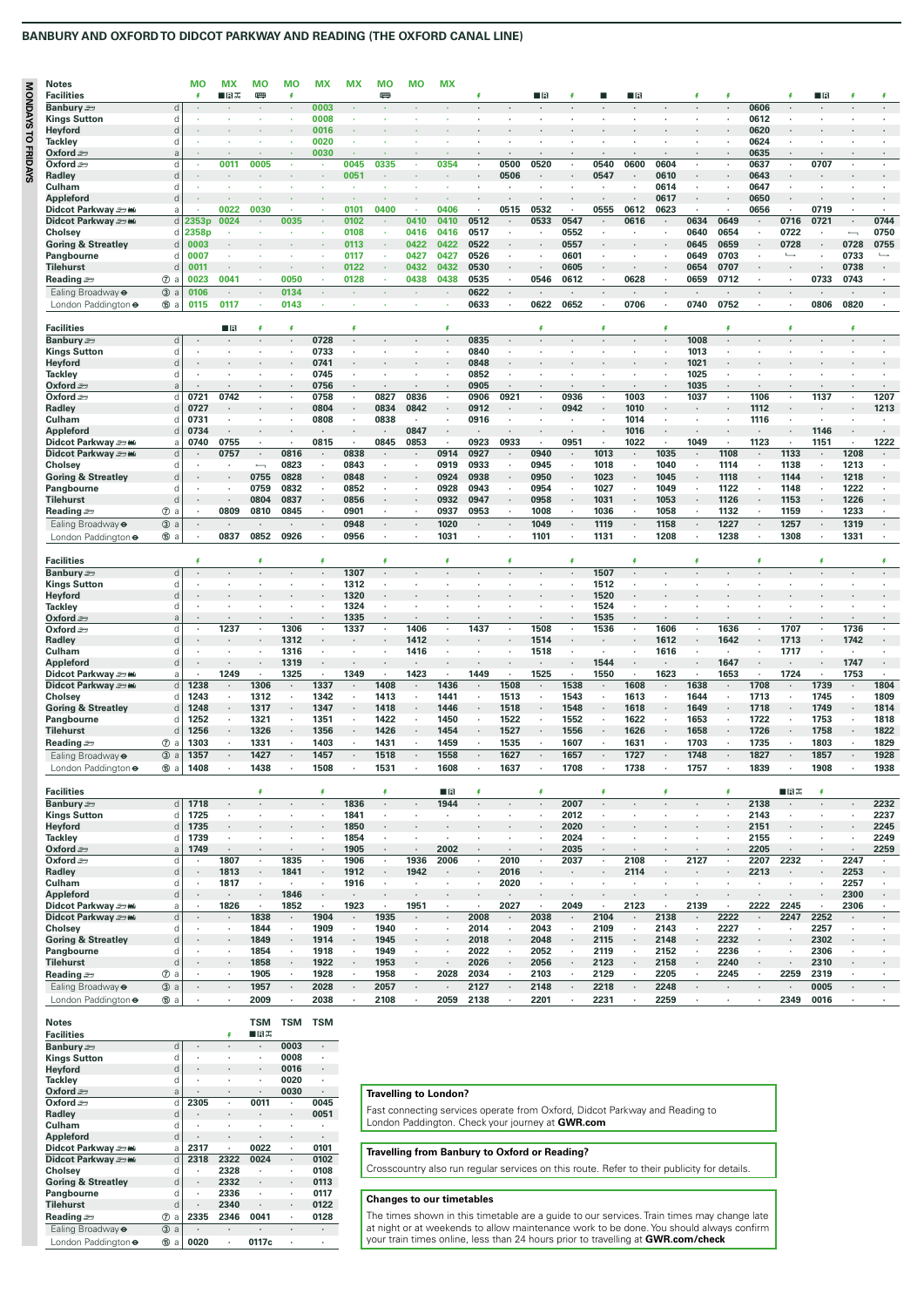# BANBURY AND OXFORD TO DIDCOT PARKWAY AND READING (THE OXFORD CANAL LINE)

**MONDAYS TO FRIDAYS**

| Notes | | MO | MX | MO | MO | MX | MX | MO | MO | MX | | | | | | | | | | | | | | |
|---|---|---|---|---|---|---|---|---|---|---|---|---|---|---|---|---|---|---|---|---|---|---|---|---|
| **Facilities** | | 🚲 | ■🅁✕ | 🚌 | 🚲 | | | 🚌 | | | 🚲 | | ■🅁 | 🚲 | ■ | ■🅁 | | 🚲 | 🚲 | | 🚲 | ■🅁 | 🚲 | 🚲 |
| Banbury | d | · | · | · | · | 0003 | · | · | · | · | · | · | · | · | · | · | · | · | · | 0606 | · | · | · | · |
| Kings Sutton | d | · | · | · | · | 0008 | · | · | · | · | · | · | · | · | · | · | · | · | · | 0612 | · | · | · | · |
| Heyford | d | · | · | · | · | 0016 | · | · | · | · | · | · | · | · | · | · | · | · | · | 0620 | · | · | · | · |
| Tackley | d | · | · | · | · | 0020 | · | · | · | · | · | · | · | · | · | · | · | · | · | 0624 | · | · | · | · |
| Oxford | a | · | · | · | · | 0030 | · | · | · | · | · | · | · | · | · | · | · | · | · | 0635 | · | · | · | · |
| Oxford | d | · | 0011 | 0005 | · | · | 0045 | 0335 | · | 0354 | · | 0500 | 0520 | · | 0540 | 0600 | 0604 | · | · | 0637 | · | 0707 | · | · |
| Radley | d | · | · | · | · | · | 0051 | · | · | · | · | 0506 | · | · | 0547 | · | 0610 | · | · | 0643 | · | · | · | · |
| Culham | d | · | · | · | · | · | · | · | · | · | · | · | · | · | · | · | 0614 | · | · | 0647 | · | · | · | · |
| Appleford | d | · | · | · | · | · | · | · | · | · | · | · | · | · | · | · | 0617 | · | · | 0650 | · | · | · | · |
| Didcot Parkway | a | · | 0022 | 0030 | · | · | 0101 | 0400 | · | 0406 | · | 0515 | 0532 | · | 0555 | 0612 | 0623 | · | · | 0656 | · | 0719 | · | · |
| Didcot Parkway | d | 2353p | 0024 | · | 0035 | · | 0102 | · | 0410 | 0410 | 0512 | · | 0533 | 0547 | · | 0616 | · | 0634 | 0649 | · | 0716 | 0721 | · | 0744 |
| Cholsey | d | 2358p | · | · | · | · | 0108 | · | 0416 | 0416 | 0517 | · | · | 0552 | · | · | · | 0640 | 0654 | · | 0722 | · | ⟵ | 0750 |
| Goring & Streatley | d | 0003 | · | · | · | · | 0113 | · | 0422 | 0422 | 0522 | · | · | 0557 | · | · | · | 0645 | 0659 | · | 0728 | · | 0728 | 0755 |
| Pangbourne | d | 0007 | · | · | · | · | 0117 | · | 0427 | 0427 | 0526 | · | · | 0601 | · | · | · | 0649 | 0703 | · | ⟵ | · | 0733 | ⟵ |
| Tilehurst | d | 0011 | · | · | · | · | 0122 | · | 0432 | 0432 | 0530 | · | · | 0605 | · | · | · | 0654 | 0707 | · | · | · | 0738 | · |
| Reading ⑦ | a | 0023 | 0041 | · | 0050 | · | 0128 | · | 0438 | 0438 | 0535 | · | 0546 | 0612 | · | 0628 | · | 0659 | 0712 | · | · | 0733 | 0743 | · |
| Ealing Broadway ③ | a | 0106 | · | · | 0134 | · | · | · | · | · | 0622 | · | · | · | · | · | · | · | · | · | · | · | · | · |
| London Paddington ⑤ | a | 0115 | 0117 | · | 0143 | · | · | · | · | · | 0633 | · | 0622 | 0652 | · | 0706 | · | 0740 | 0752 | · | · | 0806 | 0820 | · |

| **Facilities** | | | ■🅁 | 🚲 | 🚲 | | 🚲 | | | | 🚲 | | 🚲 | | 🚲 | | 🚲 | | 🚲 | | 🚲 | | 🚲 | |
|---|---|---|---|---|---|---|---|---|---|---|---|---|---|---|---|---|---|---|---|---|---|---|---|---|
| Banbury | d | · | · | · | · | 0728 | · | · | · | · | 0835 | · | · | · | · | · | · | 1008 | · | · | · | · | · | · |
| Kings Sutton | d | · | · | · | · | 0733 | · | · | · | · | 0840 | · | · | · | · | · | · | 1013 | · | · | · | · | · | · |
| Heyford | d | · | · | · | · | 0741 | · | · | · | · | 0848 | · | · | · | · | · | · | 1021 | · | · | · | · | · | · |
| Tackley | d | · | · | · | · | 0745 | · | · | · | · | 0852 | · | · | · | · | · | · | 1025 | · | · | · | · | · | · |
| Oxford | a | · | · | · | · | 0756 | · | · | · | · | 0905 | · | · | · | · | · | · | 1035 | · | · | · | · | · | · |
| Oxford | d | 0721 | 0742 | · | · | 0758 | · | 0827 | 0836 | · | 0906 | 0921 | · | 0936 | · | 1003 | · | 1037 | · | 1106 | · | 1137 | · | 1207 |
| Radley | d | 0727 | · | · | · | 0804 | · | 0834 | 0842 | · | 0912 | · | · | 0942 | · | 1010 | · | · | · | 1112 | · | · | · | 1213 |
| Culham | d | 0731 | · | · | · | 0808 | · | 0838 | · | · | 0916 | · | · | · | · | 1014 | · | · | · | 1116 | · | · | · | · |
| Appleford | d | 0734 | · | · | · | · | · | · | 0847 | · | · | · | · | · | · | 1016 | · | · | · | · | · | 1146 | · | · |
| Didcot Parkway | a | 0740 | 0755 | · | · | 0815 | · | 0845 | 0853 | · | 0923 | 0933 | · | 0951 | · | 1022 | · | 1049 | · | 1123 | · | 1151 | · | 1222 |
| Didcot Parkway | d | · | 0757 | · | 0816 | · | 0838 | · | · | 0914 | 0927 | · | 0940 | · | 1013 | · | 1035 | · | 1108 | · | 1133 | · | 1208 | · |
| Cholsey | d | · | ⟵ | · | 0823 | · | 0843 | · | · | 0919 | 0933 | · | 0945 | · | 1018 | · | 1040 | · | 1114 | · | 1138 | · | 1213 | · |
| Goring & Streatley | d | · | · | 0755 | 0828 | · | 0848 | · | · | 0924 | 0938 | · | 0950 | · | 1023 | · | 1045 | · | 1118 | · | 1144 | · | 1218 | · |
| Pangbourne | d | · | · | 0759 | 0832 | · | 0852 | · | · | 0928 | 0943 | · | 0954 | · | 1027 | · | 1049 | · | 1122 | · | 1148 | · | 1222 | · |
| Tilehurst | d | · | · | 0804 | 0837 | · | 0856 | · | · | 0932 | 0947 | · | 0958 | · | 1031 | · | 1053 | · | 1126 | · | 1153 | · | 1226 | · |
| Reading ⑦ | a | · | 0809 | 0810 | 0845 | · | 0901 | · | · | 0937 | 0953 | · | 1008 | · | 1036 | · | 1058 | · | 1132 | · | 1159 | · | 1233 | · |
| Ealing Broadway ③ | a | · | · | · | · | · | 0948 | · | · | 1020 | · | · | 1049 | · | 1119 | · | 1158 | · | 1227 | · | 1257 | · | 1319 | · |
| London Paddington ⑤ | a | · | 0837 | 0852 | 0926 | · | 0956 | · | · | 1031 | · | · | 1101 | · | 1131 | · | 1208 | · | 1238 | · | 1308 | · | 1331 | · |

| **Facilities** | | 🚲 | | 🚲 | | 🚲 | | 🚲 | | 🚲 | | 🚲 | | 🚲 | | 🚲 | | 🚲 | | 🚲 | | 🚲 | | 🚲 |
|---|---|---|---|---|---|---|---|---|---|---|---|---|---|---|---|---|---|---|---|---|---|---|---|---|
| Banbury | d | · | · | · | · | · | 1307 | · | · | · | · | · | · | · | 1507 | · | · | · | · | · | · | · | · | · |
| Kings Sutton | d | · | · | · | · | · | 1312 | · | · | · | · | · | · | · | 1512 | · | · | · | · | · | · | · | · | · |
| Heyford | d | · | · | · | · | · | 1320 | · | · | · | · | · | · | · | 1520 | · | · | · | · | · | · | · | · | · |
| Tackley | d | · | · | · | · | · | 1324 | · | · | · | · | · | · | · | 1524 | · | · | · | · | · | · | · | · | · |
| Oxford | a | · | · | · | · | · | 1335 | · | · | · | · | · | · | · | 1535 | · | · | · | · | · | · | · | · | · |
| Oxford | d | · | 1237 | · | 1306 | · | 1337 | · | 1406 | · | 1437 | · | 1508 | · | 1536 | · | 1606 | · | 1636 | · | 1707 | · | 1736 | · |
| Radley | d | · | · | · | 1312 | · | · | · | 1412 | · | · | · | 1514 | · | · | · | 1612 | · | 1642 | · | 1713 | · | 1742 | · |
| Culham | d | · | · | · | 1316 | · | · | · | 1416 | · | · | · | 1518 | · | · | · | 1616 | · | · | · | 1717 | · | · | · |
| Appleford | d | · | · | · | 1319 | · | · | · | · | · | · | · | · | · | 1544 | · | · | · | 1647 | · | · | · | 1747 | · |
| Didcot Parkway | a | · | 1249 | · | 1325 | · | 1349 | · | 1423 | · | 1449 | · | 1525 | · | 1550 | · | 1623 | · | 1653 | · | 1724 | · | 1753 | · |
| Didcot Parkway | d | 1238 | · | 1306 | · | 1337 | · | 1408 | · | 1436 | · | 1508 | · | 1538 | · | 1608 | · | 1638 | · | 1708 | · | 1739 | · | 1804 |
| Cholsey | d | 1243 | · | 1312 | · | 1342 | · | 1413 | · | 1441 | · | 1513 | · | 1543 | · | 1613 | · | 1644 | · | 1713 | · | 1745 | · | 1809 |
| Goring & Streatley | d | 1248 | · | 1317 | · | 1347 | · | 1418 | · | 1446 | · | 1518 | · | 1548 | · | 1618 | · | 1649 | · | 1718 | · | 1749 | · | 1814 |
| Pangbourne | d | 1252 | · | 1321 | · | 1351 | · | 1422 | · | 1450 | · | 1522 | · | 1552 | · | 1622 | · | 1653 | · | 1722 | · | 1753 | · | 1818 |
| Tilehurst | d | 1256 | · | 1326 | · | 1356 | · | 1426 | · | 1454 | · | 1527 | · | 1556 | · | 1626 | · | 1658 | · | 1726 | · | 1758 | · | 1822 |
| Reading ⑦ | a | 1303 | · | 1331 | · | 1403 | · | 1431 | · | 1459 | · | 1535 | · | 1607 | · | 1631 | · | 1703 | · | 1735 | · | 1803 | · | 1829 |
| Ealing Broadway ③ | a | 1357 | · | 1427 | · | 1457 | · | 1518 | · | 1558 | · | 1627 | · | 1657 | · | 1727 | · | 1748 | · | 1827 | · | 1857 | · | 1928 |
| London Paddington ⑤ | a | 1408 | · | 1438 | · | 1508 | · | 1531 | · | 1608 | · | 1637 | · | 1708 | · | 1738 | · | 1757 | · | 1839 | · | 1908 | · | 1938 |

| **Facilities** | | | | 🚲 | | 🚲 | | 🚲 | | ■🅁 | 🚲 | | 🚲 | | 🚲 | | 🚲 | | 🚲 | | ■🅁✕ | 🚲 | | |
|---|---|---|---|---|---|---|---|---|---|---|---|---|---|---|---|---|---|---|---|---|---|---|---|---|
| Banbury | d | 1718 | · | · | · | · | 1836 | · | · | 1944 | · | · | · | 2007 | · | · | · | · | · | 2138 | · | · | · | 2232 |
| Kings Sutton | d | 1725 | · | · | · | · | 1841 | · | · | · | · | · | · | 2012 | · | · | · | · | · | 2143 | · | · | · | 2237 |
| Heyford | d | 1735 | · | · | · | · | 1850 | · | · | · | · | · | · | 2020 | · | · | · | · | · | 2151 | · | · | · | 2245 |
| Tackley | d | 1739 | · | · | · | · | 1854 | · | · | · | · | · | · | 2024 | · | · | · | · | · | 2155 | · | · | · | 2249 |
| Oxford | a | 1749 | · | · | · | · | 1905 | · | · | 2002 | · | · | · | 2035 | · | · | · | · | · | 2205 | · | · | · | 2259 |
| Oxford | d | · | 1807 | · | 1835 | · | 1906 | · | 1936 | 2006 | · | 2010 | · | 2037 | · | 2108 | · | 2127 | · | 2207 | 2232 | · | 2247 | · |
| Radley | d | · | 1813 | · | 1841 | · | 1912 | · | 1942 | · | · | 2016 | · | · | · | 2114 | · | · | · | 2213 | · | · | 2253 | · |
| Culham | d | · | 1817 | · | · | · | 1916 | · | · | · | · | 2020 | · | · | · | · | · | · | · | · | · | · | 2257 | · |
| Appleford | d | · | · | · | 1846 | · | · | · | · | · | · | · | · | · | · | · | · | · | · | · | · | · | 2300 | · |
| Didcot Parkway | a | · | 1826 | · | 1852 | · | 1923 | · | 1951 | · | · | 2027 | · | 2049 | · | 2123 | · | 2139 | · | 2222 | 2245 | · | 2306 | · |
| Didcot Parkway | d | · | · | 1838 | · | 1904 | · | 1935 | · | · | 2008 | · | 2038 | · | 2104 | · | 2138 | · | 2222 | · | 2247 | 2252 | · | · |
| Cholsey | d | · | · | 1844 | · | 1909 | · | 1940 | · | · | 2014 | · | 2043 | · | 2109 | · | 2143 | · | 2227 | · | · | 2257 | · | · |
| Goring & Streatley | d | · | · | 1849 | · | 1914 | · | 1945 | · | · | 2018 | · | 2048 | · | 2115 | · | 2148 | · | 2232 | · | · | 2302 | · | · |
| Pangbourne | d | · | · | 1854 | · | 1918 | · | 1949 | · | · | 2022 | · | 2052 | · | 2119 | · | 2152 | · | 2236 | · | · | 2306 | · | · |
| Tilehurst | d | · | · | 1858 | · | 1922 | · | 1953 | · | · | 2026 | · | 2056 | · | 2123 | · | 2158 | · | 2240 | · | · | 2310 | · | · |
| Reading ⑦ | a | · | · | 1905 | · | 1928 | · | 1958 | · | 2028 | 2034 | · | 2103 | · | 2129 | · | 2205 | · | 2245 | · | 2259 | 2319 | · | · |
| Ealing Broadway ③ | a | · | · | 1957 | · | 2028 | · | 2057 | · | · | 2127 | · | 2148 | · | 2218 | · | 2248 | · | · | · | · | 0005 | · | · |
| London Paddington ⑤ | a | · | · | 2009 | · | 2038 | · | 2108 | · | 2059 | 2138 | · | 2201 | · | 2231 | · | 2259 | · | · | · | 2349 | 0016 | · | · |

| Notes | | | | TSM | TSM | TSM |
|---|---|---|---|---|---|---|
| **Facilities** | | | 🚲 | ■🅁✕ | | |
| Banbury | d | · | · | · | 0003 | · |
| Kings Sutton | d | · | · | · | 0008 | · |
| Heyford | d | · | · | · | 0016 | · |
| Tackley | d | · | · | · | 0020 | · |
| Oxford | a | · | · | · | 0030 | · |
| Oxford | d | 2305 | · | 0011 | · | 0045 |
| Radley | d | · | · | · | · | 0051 |
| Culham | d | · | · | · | · | · |
| Appleford | d | · | · | · | · | · |
| Didcot Parkway | a | 2317 | · | 0022 | · | 0101 |
| Didcot Parkway | d | 2318 | 2322 | 0024 | · | 0102 |
| Cholsey | d | · | 2328 | · | · | 0108 |
| Goring & Streatley | d | · | 2332 | · | · | 0113 |
| Pangbourne | d | · | 2336 | · | · | 0117 |
| Tilehurst | d | · | 2340 | · | · | 0122 |
| Reading ⑦ | a | 2335 | 2346 | 0041 | · | 0128 |
| Ealing Broadway ③ | a | · | · | · | · | · |
| London Paddington ⑤ | a | 0020 | · | 0117c | · | · |

**Travelling to London?**

Fast connecting services operate from Oxford, Didcot Parkway and Reading to London Paddington. Check your journey at **GWR.com**

**Travelling from Banbury to Oxford or Reading?**

Crosscountry also run regular services on this route. Refer to their publicity for details.

**Changes to our timetables**

The times shown in this timetable are a guide to our services. Train times may change late at night or at weekends to allow maintenance work to be done. You should always confirm your train times online, less than 24 hours prior to travelling at **GWR.com/check**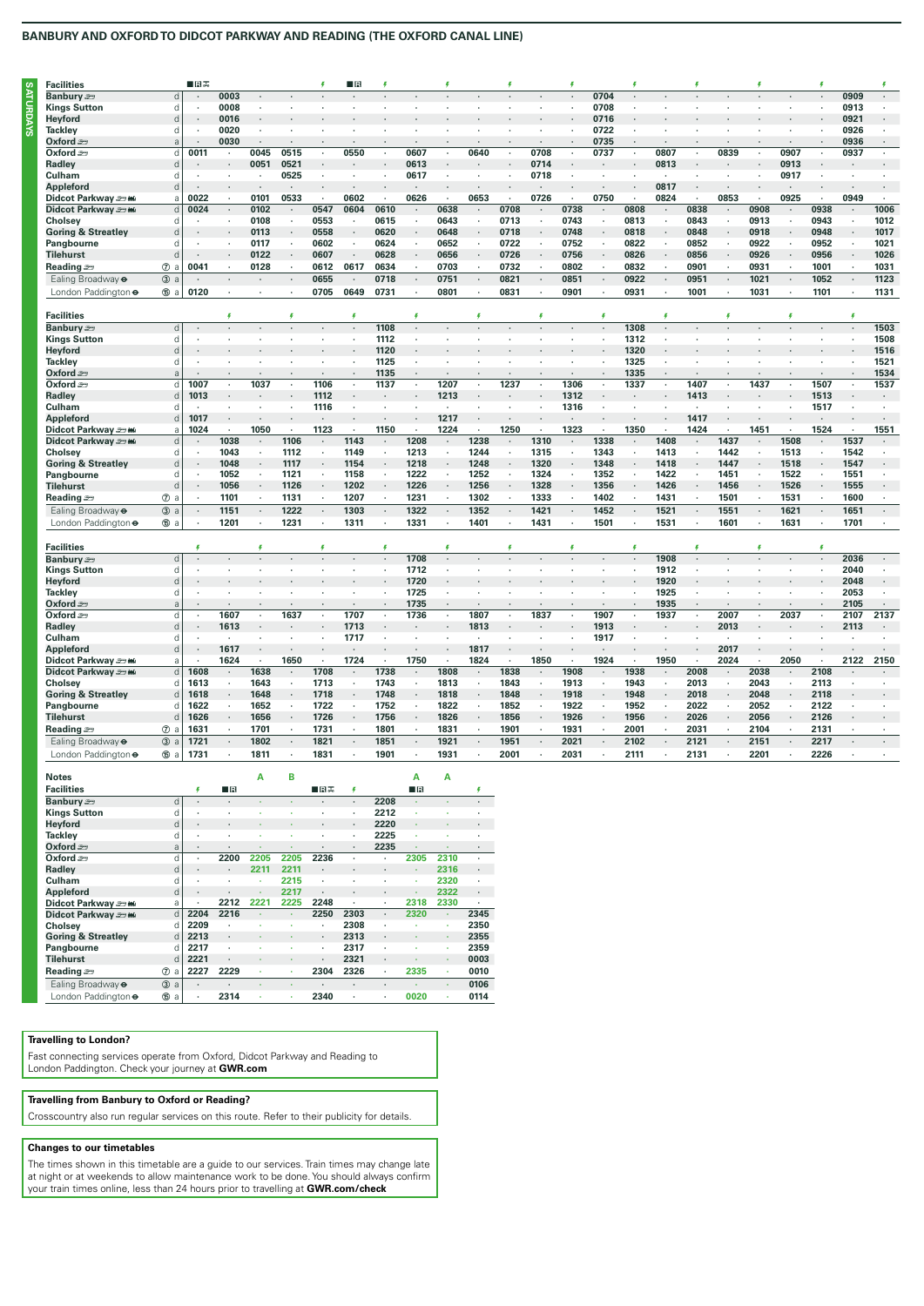## BANBURY AND OXFORD TO DIDCOT PARKWAY AND READING (THE OXFORD CANAL LINE)

**SATURDAYS**

| Facilities | | | ■🅁✕ | | | ⚡ | ■🅁 | ⚡ | | ⚡ | | ⚡ | | ⚡ | | ⚡ | | ⚡ | | ⚡ | | ⚡ | | ⚡ |
|---|---|---|---|---|---|---|---|---|---|---|---|---|---|---|---|---|---|---|---|---|---|---|---|---|
| Banbury | d | · | 0003 | · | · | · | · | · | · | · | · | · | · | · | 0704 | · | · | · | · | · | · | · | 0909 | · |
| Kings Sutton | d | · | 0008 | · | · | · | · | · | · | · | · | · | · | · | 0708 | · | · | · | · | · | · | · | 0913 | · |
| Heyford | d | · | 0016 | · | · | · | · | · | · | · | · | · | · | · | 0716 | · | · | · | · | · | · | · | 0921 | · |
| Tackley | d | · | 0020 | · | · | · | · | · | · | · | · | · | · | · | 0722 | · | · | · | · | · | · | · | 0926 | · |
| Oxford | a | · | 0030 | · | · | · | · | · | · | · | · | · | · | · | 0735 | · | · | · | · | · | · | · | 0936 | · |
| Oxford | d | 0011 | · | 0045 | 0515 | · | 0550 | · | 0607 | · | 0640 | · | 0708 | · | 0737 | · | 0807 | · | 0839 | · | 0907 | · | 0937 | · |
| Radley | d | · | · | 0051 | 0521 | · | · | · | 0613 | · | · | · | 0714 | · | · | · | 0813 | · | · | · | 0913 | · | · | · |
| Culham | d | · | · | · | 0525 | · | · | · | 0617 | · | · | · | 0718 | · | · | · | · | · | · | · | 0917 | · | · | · |
| Appleford | d | · | · | · | · | · | · | · | · | · | · | · | · | · | · | · | 0817 | · | · | · | · | · | · | · |
| Didcot Parkway | a | 0022 | · | 0101 | 0533 | · | 0602 | · | 0626 | · | 0653 | · | 0726 | · | 0750 | · | 0824 | · | 0853 | · | 0925 | · | 0949 | · |
| Didcot Parkway | d | 0024 | · | 0102 | · | 0547 | 0604 | 0610 | · | 0638 | · | 0708 | · | 0738 | · | 0808 | · | 0838 | · | 0908 | · | 0938 | · | 1006 |
| Cholsey | d | · | · | 0108 | · | 0553 | · | 0615 | · | 0643 | · | 0713 | · | 0743 | · | 0813 | · | 0843 | · | 0913 | · | 0943 | · | 1012 |
| Goring & Streatley | d | · | · | 0113 | · | 0558 | · | 0620 | · | 0648 | · | 0718 | · | 0748 | · | 0818 | · | 0848 | · | 0918 | · | 0948 | · | 1017 |
| Pangbourne | d | · | · | 0117 | · | 0602 | · | 0624 | · | 0652 | · | 0722 | · | 0752 | · | 0822 | · | 0852 | · | 0922 | · | 0952 | · | 1021 |
| Tilehurst | d | · | · | 0122 | · | 0607 | · | 0628 | · | 0656 | · | 0726 | · | 0756 | · | 0826 | · | 0856 | · | 0926 | · | 0956 | · | 1026 |
| Reading ⑦ | a | 0041 | · | 0128 | · | 0612 | 0617 | 0634 | · | 0703 | · | 0732 | · | 0802 | · | 0832 | · | 0901 | · | 0931 | · | 1001 | · | 1031 |
| Ealing Broadway ⊖ ③ | a | · | · | · | · | 0655 | · | 0718 | · | 0751 | · | 0821 | · | 0851 | · | 0922 | · | 0951 | · | 1021 | · | 1052 | · | 1123 |
| London Paddington ⊖ ⑮ | a | 0120 | · | · | · | 0705 | 0649 | 0731 | · | 0801 | · | 0831 | · | 0901 | · | 0931 | · | 1001 | · | 1031 | · | 1101 | · | 1131 |

| Facilities | | | ⚡ | | ⚡ | | ⚡ | | ⚡ | | ⚡ | | ⚡ | | ⚡ | | ⚡ | | ⚡ | | ⚡ | | ⚡ | |
|---|---|---|---|---|---|---|---|---|---|---|---|---|---|---|---|---|---|---|---|---|---|---|---|---|
| Banbury | d | · | · | · | · | · | · | 1108 | · | · | · | · | · | · | · | 1308 | · | · | · | · | · | · | · | 1503 |
| Kings Sutton | d | · | · | · | · | · | · | 1112 | · | · | · | · | · | · | · | 1312 | · | · | · | · | · | · | · | 1508 |
| Heyford | d | · | · | · | · | · | · | 1120 | · | · | · | · | · | · | · | 1320 | · | · | · | · | · | · | · | 1516 |
| Tackley | d | · | · | · | · | · | · | 1125 | · | · | · | · | · | · | · | 1325 | · | · | · | · | · | · | · | 1521 |
| Oxford | a | · | · | · | · | · | · | 1135 | · | · | · | · | · | · | · | 1335 | · | · | · | · | · | · | · | 1534 |
| Oxford | d | 1007 | · | 1037 | · | 1106 | · | 1137 | · | 1207 | · | 1237 | · | 1306 | · | 1337 | · | 1407 | · | 1437 | · | 1507 | · | 1537 |
| Radley | d | 1013 | · | · | · | 1112 | · | · | · | 1213 | · | · | · | 1312 | · | · | · | 1413 | · | · | · | 1513 | · | · |
| Culham | d | · | · | · | · | 1116 | · | · | · | · | · | · | · | 1316 | · | · | · | · | · | · | · | 1517 | · | · |
| Appleford | d | 1017 | · | · | · | · | · | · | · | 1217 | · | · | · | · | · | · | · | 1417 | · | · | · | · | · | · |
| Didcot Parkway | a | 1024 | · | 1050 | · | 1123 | · | 1150 | · | 1224 | · | 1250 | · | 1323 | · | 1350 | · | 1424 | · | 1451 | · | 1524 | · | 1551 |
| Didcot Parkway | d | · | 1038 | · | 1106 | · | 1143 | · | 1208 | · | 1238 | · | 1310 | · | 1338 | · | 1408 | · | 1437 | · | 1508 | · | 1537 | · |
| Cholsey | d | · | 1043 | · | 1112 | · | 1149 | · | 1213 | · | 1244 | · | 1315 | · | 1343 | · | 1413 | · | 1442 | · | 1513 | · | 1542 | · |
| Goring & Streatley | d | · | 1048 | · | 1117 | · | 1154 | · | 1218 | · | 1248 | · | 1320 | · | 1348 | · | 1418 | · | 1447 | · | 1518 | · | 1547 | · |
| Pangbourne | d | · | 1052 | · | 1121 | · | 1158 | · | 1222 | · | 1252 | · | 1324 | · | 1352 | · | 1422 | · | 1451 | · | 1522 | · | 1551 | · |
| Tilehurst | d | · | 1056 | · | 1126 | · | 1202 | · | 1226 | · | 1256 | · | 1328 | · | 1356 | · | 1426 | · | 1456 | · | 1526 | · | 1555 | · |
| Reading ⑦ | a | · | 1101 | · | 1131 | · | 1207 | · | 1231 | · | 1302 | · | 1333 | · | 1402 | · | 1431 | · | 1501 | · | 1531 | · | 1600 | · |
| Ealing Broadway ⊖ ③ | a | · | 1151 | · | 1222 | · | 1303 | · | 1322 | · | 1352 | · | 1421 | · | 1452 | · | 1521 | · | 1551 | · | 1621 | · | 1651 | · |
| London Paddington ⊖ ⑮ | a | · | 1201 | · | 1231 | · | 1311 | · | 1331 | · | 1401 | · | 1431 | · | 1501 | · | 1531 | · | 1601 | · | 1631 | · | 1701 | · |

| Facilities | | ⚡ | | ⚡ | | ⚡ | | ⚡ | | ⚡ | | ⚡ | | ⚡ | | ⚡ | | ⚡ | | ⚡ | | ⚡ | | |
|---|---|---|---|---|---|---|---|---|---|---|---|---|---|---|---|---|---|---|---|---|---|---|---|---|
| Banbury | d | · | · | · | · | · | · | · | 1708 | · | · | · | · | · | · | · | 1908 | · | · | · | · | · | 2036 | · |
| Kings Sutton | d | · | · | · | · | · | · | · | 1712 | · | · | · | · | · | · | · | 1912 | · | · | · | · | · | 2040 | · |
| Heyford | d | · | · | · | · | · | · | · | 1720 | · | · | · | · | · | · | · | 1920 | · | · | · | · | · | 2048 | · |
| Tackley | d | · | · | · | · | · | · | · | 1725 | · | · | · | · | · | · | · | 1925 | · | · | · | · | · | 2053 | · |
| Oxford | a | · | · | · | · | · | · | · | 1735 | · | · | · | · | · | · | · | 1935 | · | · | · | · | · | 2105 | · |
| Oxford | d | · | 1607 | · | 1637 | · | 1707 | · | 1736 | · | 1807 | · | 1837 | · | 1907 | · | 1937 | · | 2007 | · | 2037 | · | 2107 | 2137 |
| Radley | d | · | 1613 | · | · | · | 1713 | · | · | · | 1813 | · | · | · | 1913 | · | · | · | 2013 | · | · | · | 2113 | · |
| Culham | d | · | · | · | · | · | 1717 | · | · | · | · | · | · | · | 1917 | · | · | · | · | · | · | · | · | · |
| Appleford | d | · | 1617 | · | · | · | · | · | · | · | 1817 | · | · | · | · | · | · | · | 2017 | · | · | · | · | · |
| Didcot Parkway | a | · | 1624 | · | 1650 | · | 1724 | · | 1750 | · | 1824 | · | 1850 | · | 1924 | · | 1950 | · | 2024 | · | 2050 | · | 2122 | 2150 |
| Didcot Parkway | d | 1608 | · | 1638 | · | 1708 | · | 1738 | · | 1808 | · | 1838 | · | 1908 | · | 1938 | · | 2008 | · | 2038 | · | 2108 | · | · |
| Cholsey | d | 1613 | · | 1643 | · | 1713 | · | 1743 | · | 1813 | · | 1843 | · | 1913 | · | 1943 | · | 2013 | · | 2043 | · | 2113 | · | · |
| Goring & Streatley | d | 1618 | · | 1648 | · | 1718 | · | 1748 | · | 1818 | · | 1848 | · | 1918 | · | 1948 | · | 2018 | · | 2048 | · | 2118 | · | · |
| Pangbourne | d | 1622 | · | 1652 | · | 1722 | · | 1752 | · | 1822 | · | 1852 | · | 1922 | · | 1952 | · | 2022 | · | 2052 | · | 2122 | · | · |
| Tilehurst | d | 1626 | · | 1656 | · | 1726 | · | 1756 | · | 1826 | · | 1856 | · | 1926 | · | 1956 | · | 2026 | · | 2056 | · | 2126 | · | · |
| Reading ⑦ | a | 1631 | · | 1701 | · | 1731 | · | 1801 | · | 1831 | · | 1901 | · | 1931 | · | 2001 | · | 2031 | · | 2104 | · | 2131 | · | · |
| Ealing Broadway ⊖ ③ | a | 1721 | · | 1802 | · | 1821 | · | 1851 | · | 1921 | · | 1951 | · | 2021 | · | 2102 | · | 2121 | · | 2151 | · | 2217 | · | · |
| London Paddington ⊖ ⑮ | a | 1731 | · | 1811 | · | 1831 | · | 1901 | · | 1931 | · | 2001 | · | 2031 | · | 2111 | · | 2131 | · | 2201 | · | 2226 | · | · |

| Notes | | | | A | B | | | | A | A | |
|---|---|---|---|---|---|---|---|---|---|---|---|
| Facilities | | ⚡ | ■🅁 | | | ■🅁✕ | ⚡ | | ■🅁 | | ⚡ |
| Banbury | d | · | · | · | · | · | · | 2208 | · | · | · |
| Kings Sutton | d | · | · | · | · | · | · | 2212 | · | · | · |
| Heyford | d | · | · | · | · | · | · | 2220 | · | · | · |
| Tackley | d | · | · | · | · | · | · | 2225 | · | · | · |
| Oxford | a | · | · | · | · | · | · | 2235 | · | · | · |
| Oxford | d | · | 2200 | 2205 | 2205 | 2236 | · | · | 2305 | 2310 | · |
| Radley | d | · | · | 2211 | 2211 | · | · | · | · | 2316 | · |
| Culham | d | · | · | · | 2215 | · | · | · | · | 2320 | · |
| Appleford | d | · | · | · | 2217 | · | · | · | · | 2322 | · |
| Didcot Parkway | a | · | 2212 | 2221 | 2225 | 2248 | · | · | 2318 | 2330 | · |
| Didcot Parkway | d | 2204 | 2216 | · | · | 2250 | 2303 | · | 2320 | · | 2345 |
| Cholsey | d | 2209 | · | · | · | · | 2308 | · | · | · | 2350 |
| Goring & Streatley | d | 2213 | · | · | · | · | 2313 | · | · | · | 2355 |
| Pangbourne | d | 2217 | · | · | · | · | 2317 | · | · | · | 2359 |
| Tilehurst | d | 2221 | · | · | · | · | 2321 | · | · | · | 0003 |
| Reading ⑦ | a | 2227 | 2229 | · | · | 2304 | 2326 | · | 2335 | · | 0010 |
| Ealing Broadway ⊖ ③ | a | · | · | · | · | · | · | · | · | · | 0106 |
| London Paddington ⊖ ⑮ | a | · | 2314 | · | · | 2340 | · | · | 0020 | · | 0114 |

**Travelling to London?**

Fast connecting services operate from Oxford, Didcot Parkway and Reading to London Paddington. Check your journey at **GWR.com**

**Travelling from Banbury to Oxford or Reading?**

Crosscountry also run regular services on this route. Refer to their publicity for details.

**Changes to our timetables**

The times shown in this timetable are a guide to our services. Train times may change late at night or at weekends to allow maintenance work to be done. You should always confirm your train times online, less than 24 hours prior to travelling at **GWR.com/check**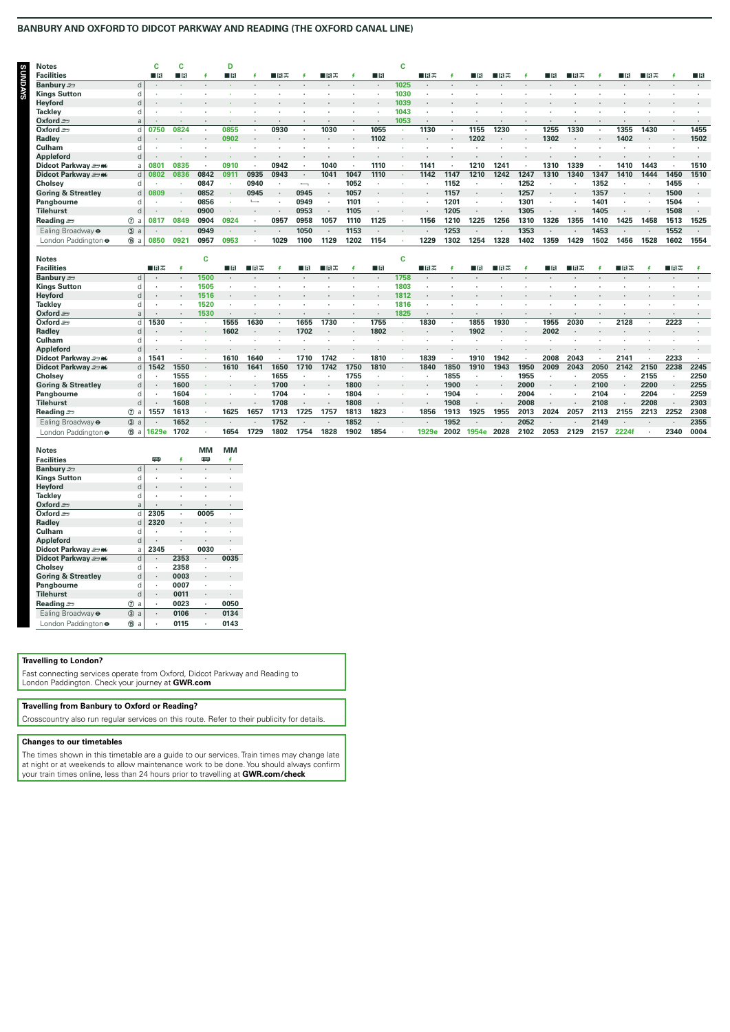## BANBURY AND OXFORD TO DIDCOT PARKWAY AND READING (THE OXFORD CANAL LINE)

**SUNDAYS**

| Notes | | C | C | | D | | | | | | | C | | | | | | | | | | | |
|---|---|---|---|---|---|---|---|---|---|---|---|---|---|---|---|---|---|---|---|---|---|---|---|
| **Facilities** | | ■R | ■R | 🚲 | ■R | 🚲 | ■R✕ | 🚲 | ■R✕ | 🚲 | ■R | | ■R✕ | 🚲 | ■R | ■R✕ | 🚲 | ■R | ■R✕ | 🚲 | ■R | ■R✕ | 🚲 | ■R |
| **Banbury** | d | · | · | · | · | · | · | · | · | · | · | 1025 | · | · | · | · | · | · | · | · | · | · | · | · |
| **Kings Sutton** | d | · | · | · | · | · | · | · | · | · | · | 1030 | · | · | · | · | · | · | · | · | · | · | · | · |
| **Heyford** | d | · | · | · | · | · | · | · | · | · | · | 1039 | · | · | · | · | · | · | · | · | · | · | · | · |
| **Tackley** | d | · | · | · | · | · | · | · | · | · | · | 1043 | · | · | · | · | · | · | · | · | · | · | · | · |
| **Oxford** | a | · | · | · | · | · | · | · | · | · | · | 1053 | · | · | · | · | · | · | · | · | · | · | · | · |
| **Oxford** | d | 0750 | 0824 | · | 0855 | · | 0930 | · | 1030 | · | 1055 | · | 1130 | · | 1155 | 1230 | · | 1255 | 1330 | · | 1355 | 1430 | · | 1455 |
| **Radley** | d | · | · | · | 0902 | · | · | · | · | · | 1102 | · | · | · | 1202 | · | · | 1302 | · | · | 1402 | · | · | 1502 |
| **Culham** | d | · | · | · | · | · | · | · | · | · | · | · | · | · | · | · | · | · | · | · | · | · | · | · |
| **Appleford** | d | · | · | · | · | · | · | · | · | · | · | · | · | · | · | · | · | · | · | · | · | · | · | · |
| **Didcot Parkway** | a | 0801 | 0835 | · | 0910 | · | 0942 | · | 1040 | · | 1110 | · | 1141 | · | 1210 | 1241 | · | 1310 | 1339 | · | 1410 | 1443 | · | 1510 |
| **Didcot Parkway** | d | 0802 | 0836 | 0842 | 0911 | 0935 | 0943 | · | 1041 | 1047 | 1110 | · | 1142 | 1147 | 1210 | 1242 | 1247 | 1310 | 1340 | 1347 | 1410 | 1444 | 1450 | 1510 |
| **Cholsey** | d | · | · | 0847 | · | 0940 | · | ⟵ | · | 1052 | · | · | · | 1152 | · | · | 1252 | · | · | 1352 | · | · | 1455 | · |
| **Goring & Streatley** | d | 0809 | · | 0852 | · | 0945 | · | 0945 | · | 1057 | · | · | · | 1157 | · | · | 1257 | · | · | 1357 | · | · | 1500 | · |
| **Pangbourne** | d | · | · | 0856 | · | ↳ | · | 0949 | · | 1101 | · | · | · | 1201 | · | · | 1301 | · | · | 1401 | · | · | 1504 | · |
| **Tilehurst** | d | · | · | 0900 | · | · | · | 0953 | · | 1105 | · | · | · | 1205 | · | · | 1305 | · | · | 1405 | · | · | 1508 | · |
| **Reading** ⑦ | a | 0817 | 0849 | 0904 | 0924 | · | 0957 | 0958 | 1057 | 1110 | 1125 | · | 1156 | 1210 | 1225 | 1256 | 1310 | 1326 | 1355 | 1410 | 1425 | 1458 | 1513 | 1525 |
| Ealing Broadway ③ | a | · | · | 0949 | · | · | · | 1050 | · | 1153 | · | · | · | 1253 | · | · | 1353 | · | · | 1453 | · | · | 1552 | · |
| London Paddington ⑤ | a | 0850 | 0921 | 0957 | 0953 | · | 1029 | 1100 | 1129 | 1202 | 1154 | · | 1229 | 1302 | 1254 | 1328 | 1402 | 1359 | 1429 | 1502 | 1456 | 1528 | 1602 | 1554 |

| Notes | | | | C | | | | | | | | C | | | | | | | | | | | | |
|---|---|---|---|---|---|---|---|---|---|---|---|---|---|---|---|---|---|---|---|---|---|---|---|---|
| **Facilities** | | ■R✕ | 🚲 | | ■R | ■R✕ | 🚲 | ■R | ■R✕ | 🚲 | ■R | | ■R✕ | 🚲 | ■R | ■R✕ | 🚲 | ■R | ■R✕ | 🚲 | ■R✕ | 🚲 | ■R✕ | 🚲 |
| **Banbury** | d | · | · | 1500 | · | · | · | · | · | · | · | 1758 | · | · | · | · | · | · | · | · | · | · | · | · |
| **Kings Sutton** | d | · | · | 1505 | · | · | · | · | · | · | · | 1803 | · | · | · | · | · | · | · | · | · | · | · | · |
| **Heyford** | d | · | · | 1516 | · | · | · | · | · | · | · | 1812 | · | · | · | · | · | · | · | · | · | · | · | · |
| **Tackley** | d | · | · | 1520 | · | · | · | · | · | · | · | 1816 | · | · | · | · | · | · | · | · | · | · | · | · |
| **Oxford** | a | · | · | 1530 | · | · | · | · | · | · | · | 1825 | · | · | · | · | · | · | · | · | · | · | · | · |
| **Oxford** | d | 1530 | · | · | 1555 | 1630 | · | 1655 | 1730 | · | 1755 | · | 1830 | · | 1855 | 1930 | · | 1955 | 2030 | · | 2128 | · | 2223 | · |
| **Radley** | d | · | · | · | 1602 | · | · | 1702 | · | · | 1802 | · | · | · | 1902 | · | · | 2002 | · | · | · | · | · | · |
| **Culham** | d | · | · | · | · | · | · | · | · | · | · | · | · | · | · | · | · | · | · | · | · | · | · | · |
| **Appleford** | d | · | · | · | · | · | · | · | · | · | · | · | · | · | · | · | · | · | · | · | · | · | · | · |
| **Didcot Parkway** | a | 1541 | · | · | 1610 | 1640 | · | 1710 | 1742 | · | 1810 | · | 1839 | · | 1910 | 1942 | · | 2008 | 2043 | · | 2141 | · | 2233 | · |
| **Didcot Parkway** | d | 1542 | 1550 | · | 1610 | 1641 | 1650 | 1710 | 1742 | 1750 | 1810 | · | 1840 | 1850 | 1910 | 1943 | 1950 | 2009 | 2043 | 2050 | 2142 | 2150 | 2238 | 2245 |
| **Cholsey** | d | · | 1555 | · | · | · | 1655 | · | · | 1755 | · | · | · | 1855 | · | · | 1955 | · | · | 2055 | · | 2155 | · | 2250 |
| **Goring & Streatley** | d | · | 1600 | · | · | · | 1700 | · | · | 1800 | · | · | · | 1900 | · | · | 2000 | · | · | 2100 | · | 2200 | · | 2255 |
| **Pangbourne** | d | · | 1604 | · | · | · | 1704 | · | · | 1804 | · | · | · | 1904 | · | · | 2004 | · | · | 2104 | · | 2204 | · | 2259 |
| **Tilehurst** | d | · | 1608 | · | · | · | 1708 | · | · | 1808 | · | · | · | 1908 | · | · | 2008 | · | · | 2108 | · | 2208 | · | 2303 |
| **Reading** ⑦ | a | 1557 | 1613 | · | 1625 | 1657 | 1713 | 1725 | 1757 | 1813 | 1823 | · | 1856 | 1913 | 1925 | 1955 | 2013 | 2024 | 2057 | 2113 | 2155 | 2213 | 2252 | 2308 |
| Ealing Broadway ③ | a | · | 1652 | · | · | · | 1752 | · | · | 1852 | · | · | · | 1952 | · | · | 2052 | · | · | 2149 | · | · | · | 2355 |
| London Paddington ⑤ | a | 1629e | 1702 | · | 1654 | 1729 | 1802 | 1754 | 1828 | 1902 | 1854 | · | 1929e | 2002 | 1954e | 2028 | 2102 | 2053 | 2129 | 2157 | 2224f | · | 2340 | 0004 |

| Notes | | | | MM | MM |
|---|---|---|---|---|---|
| **Facilities** | | 🚌 | 🚲 | 🚌 | 🚲 |
| **Banbury** | d | · | · | · | · |
| **Kings Sutton** | d | · | · | · | · |
| **Heyford** | d | · | · | · | · |
| **Tackley** | d | · | · | · | · |
| **Oxford** | a | · | · | · | · |
| **Oxford** | d | 2305 | · | 0005 | · |
| **Radley** | d | 2320 | · | · | · |
| **Culham** | d | · | · | · | · |
| **Appleford** | d | · | · | · | · |
| **Didcot Parkway** | a | 2345 | · | 0030 | · |
| **Didcot Parkway** | d | · | 2353 | · | 0035 |
| **Cholsey** | d | · | 2358 | · | · |
| **Goring & Streatley** | d | · | 0003 | · | · |
| **Pangbourne** | d | · | 0007 | · | · |
| **Tilehurst** | d | · | 0011 | · | · |
| **Reading** ⑦ | a | · | 0023 | · | 0050 |
| Ealing Broadway ③ | a | · | 0106 | · | 0134 |
| London Paddington ⑤ | a | · | 0115 | · | 0143 |

**Travelling to London?**

Fast connecting services operate from Oxford, Didcot Parkway and Reading to London Paddington. Check your journey at **GWR.com**

**Travelling from Banbury to Oxford or Reading?**

Crosscountry also run regular services on this route. Refer to their publicity for details.

**Changes to our timetables**

The times shown in this timetable are a guide to our services. Train times may change late at night or at weekends to allow maintenance work to be done. You should always confirm your train times online, less than 24 hours prior to travelling at **GWR.com/check**